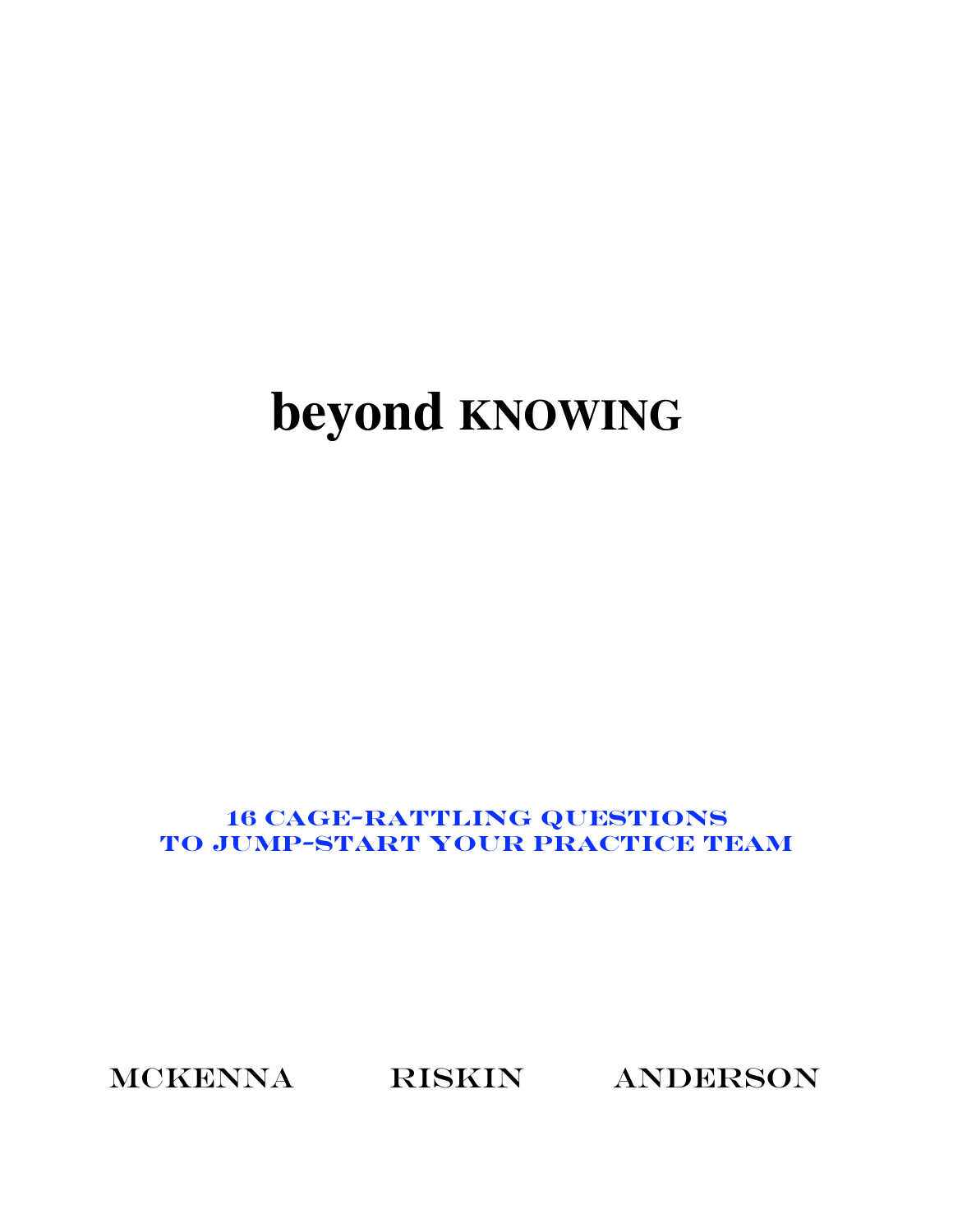# beyond KNOWING

**16 CAGE-RATTLING QUESTIONS TO JUMP-START YOUR PRACTICE TEAM**

MCKENNA RISKIN ANDERSON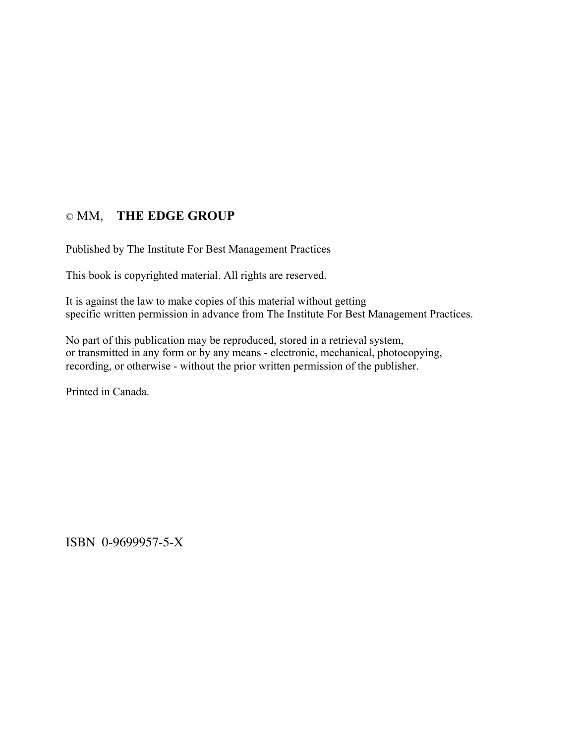© MM, **THE EDGE GROUP**

Published by The Institute For Best Management Practices

This book is copyrighted material. All rights are reserved.

It is against the law to make copies of this material without getting
specific written permission in advance from The Institute For Best Management Practices.

No part of this publication may be reproduced, stored in a retrieval system,
or transmitted in any form or by any means - electronic, mechanical, photocopying,
recording, or otherwise - without the prior written permission of the publisher.

Printed in Canada.

ISBN 0-9699957-5-X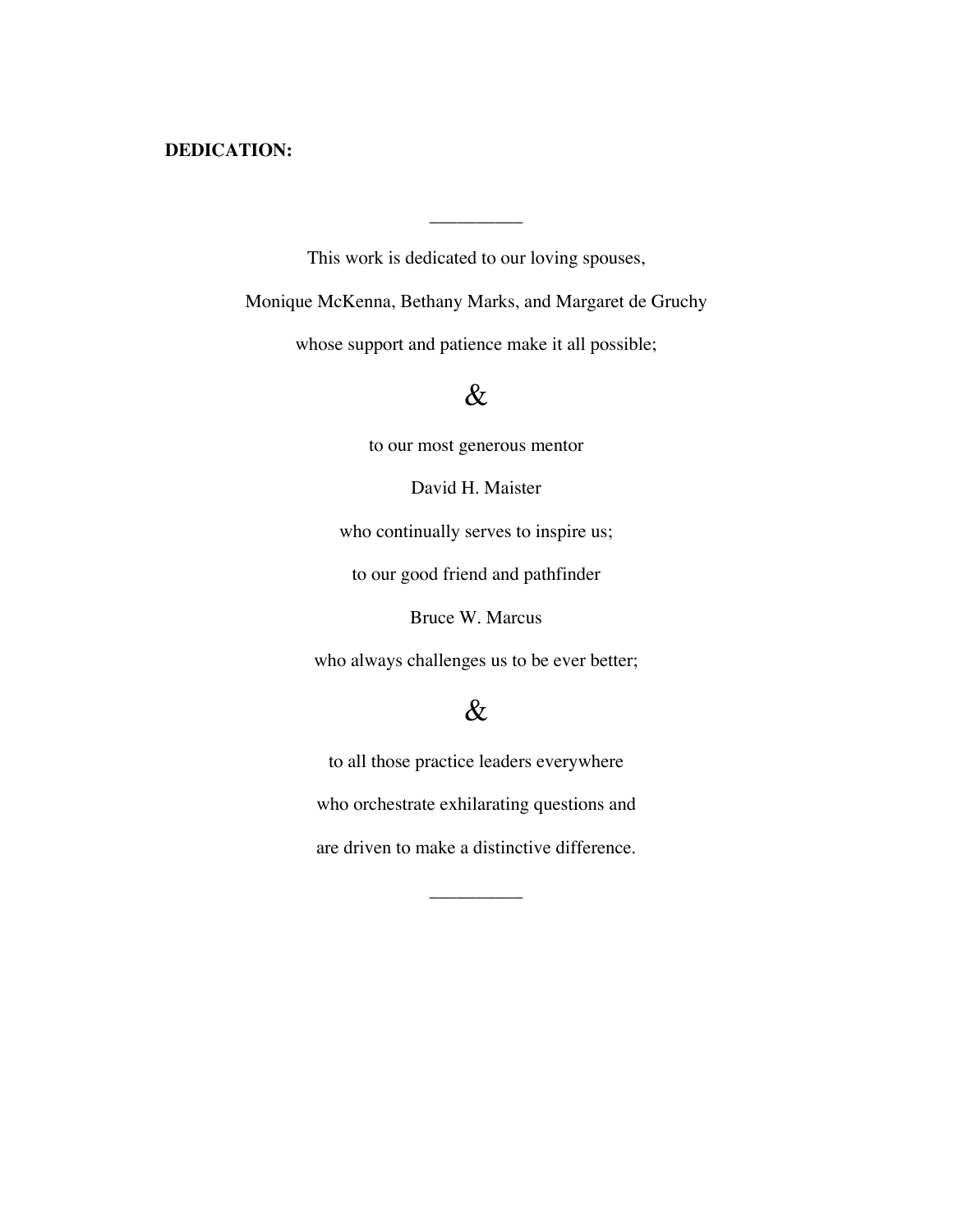**DEDICATION:**

__________

This work is dedicated to our loving spouses,

Monique McKenna, Bethany Marks, and Margaret de Gruchy

whose support and patience make it all possible;

&

to our most generous mentor

David H. Maister

who continually serves to inspire us;

to our good friend and pathfinder

Bruce W. Marcus

who always challenges us to be ever better;

&

to all those practice leaders everywhere

who orchestrate exhilarating questions and

are driven to make a distinctive difference.

__________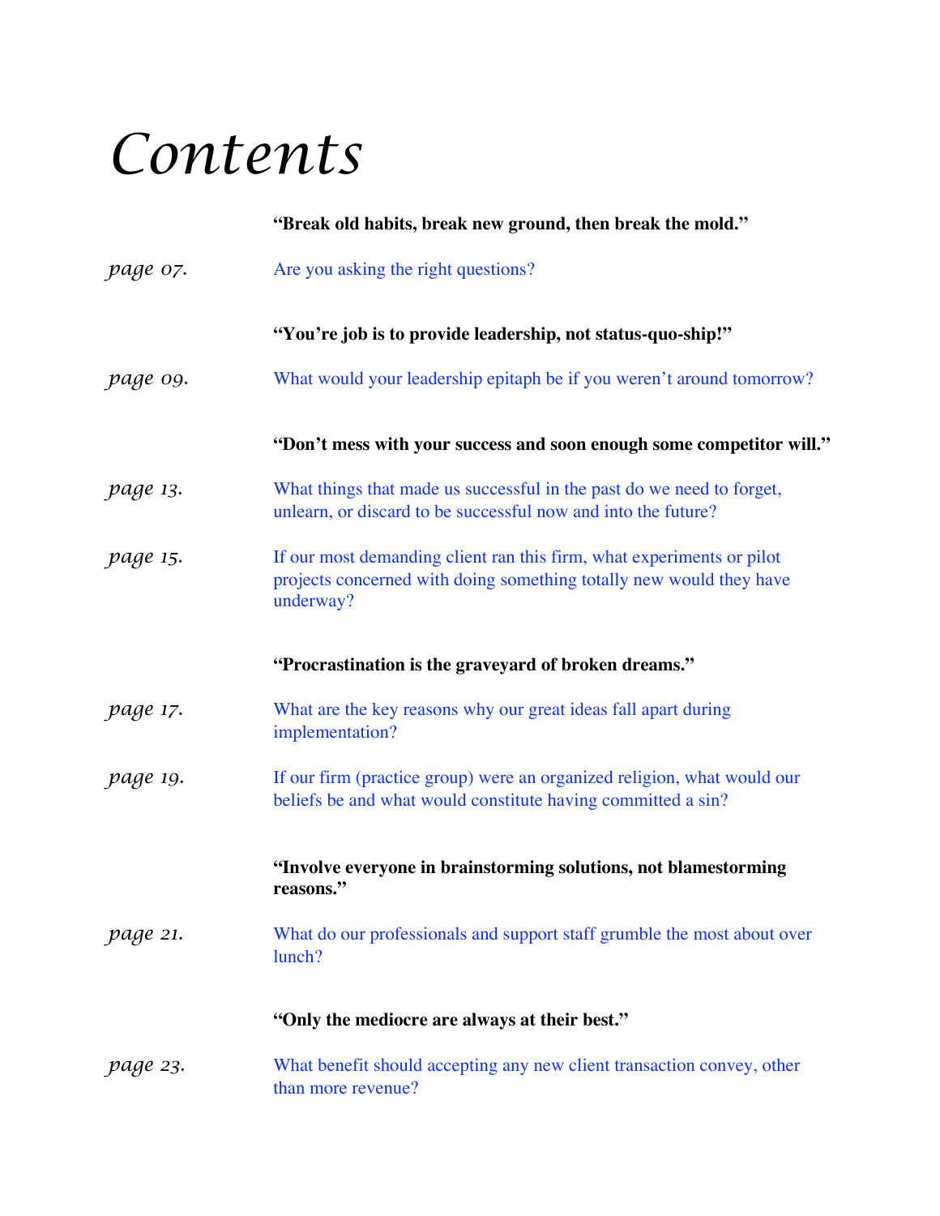# *Contents*

**"Break old habits, break new ground, then break the mold."**

*page 07.* Are you asking the right questions?

**"You're job is to provide leadership, not status-quo-ship!"**

*page 09.* What would your leadership epitaph be if you weren't around tomorrow?

**"Don't mess with your success and soon enough some competitor will."**

*page 13.* What things that made us successful in the past do we need to forget, unlearn, or discard to be successful now and into the future?

*page 15.* If our most demanding client ran this firm, what experiments or pilot projects concerned with doing something totally new would they have underway?

**"Procrastination is the graveyard of broken dreams."**

*page 17.* What are the key reasons why our great ideas fall apart during implementation?

*page 19.* If our firm (practice group) were an organized religion, what would our beliefs be and what would constitute having committed a sin?

**"Involve everyone in brainstorming solutions, not blamestorming reasons."**

*page 21.* What do our professionals and support staff grumble the most about over lunch?

**"Only the mediocre are always at their best."**

*page 23.* What benefit should accepting any new client transaction convey, other than more revenue?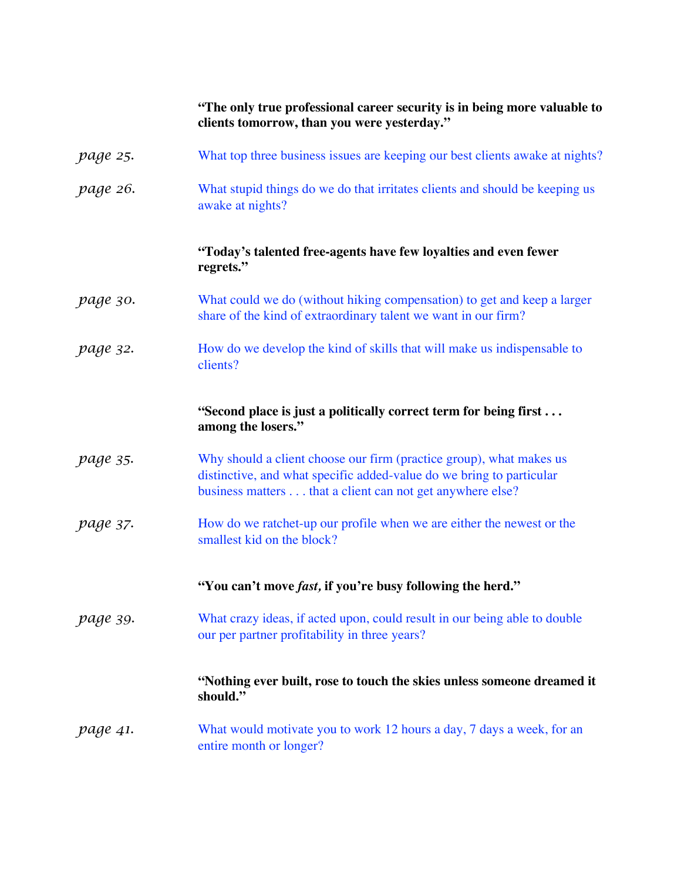**"The only true professional career security is in being more valuable to clients tomorrow, than you were yesterday."**

*page 25.* What top three business issues are keeping our best clients awake at nights?

*page 26.* What stupid things do we do that irritates clients and should be keeping us awake at nights?

**"Today's talented free-agents have few loyalties and even fewer regrets."**

*page 30.* What could we do (without hiking compensation) to get and keep a larger share of the kind of extraordinary talent we want in our firm?

*page 32.* How do we develop the kind of skills that will make us indispensable to clients?

**"Second place is just a politically correct term for being first . . . among the losers."**

*page 35.* Why should a client choose our firm (practice group), what makes us distinctive, and what specific added-value do we bring to particular business matters . . . that a client can not get anywhere else?

*page 37.* How do we ratchet-up our profile when we are either the newest or the smallest kid on the block?

**"You can't move *fast,* if you're busy following the herd."**

*page 39.* What crazy ideas, if acted upon, could result in our being able to double our per partner profitability in three years?

**"Nothing ever built, rose to touch the skies unless someone dreamed it should."**

*page 41.* What would motivate you to work 12 hours a day, 7 days a week, for an entire month or longer?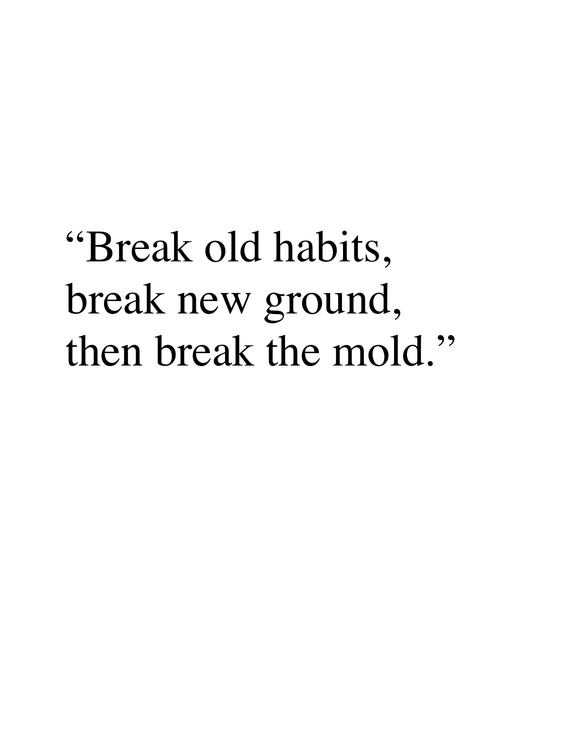“Break old habits,
break new ground,
then break the mold.”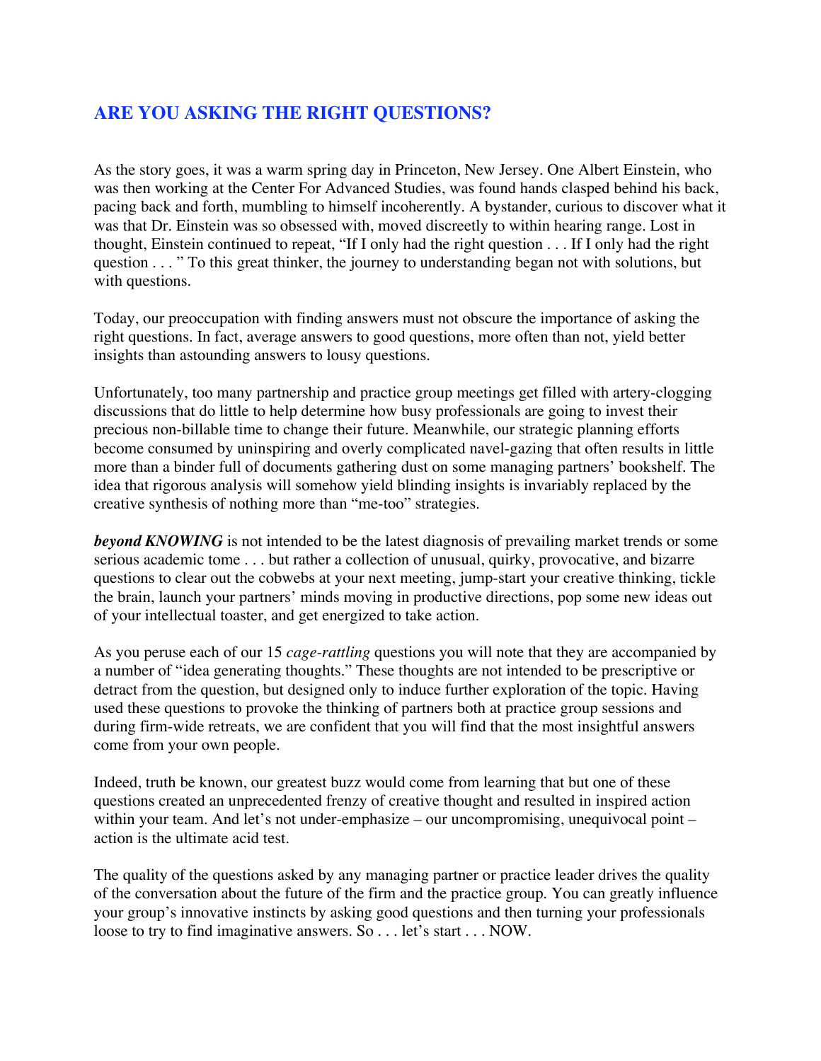## ARE YOU ASKING THE RIGHT QUESTIONS?

As the story goes, it was a warm spring day in Princeton, New Jersey. One Albert Einstein, who was then working at the Center For Advanced Studies, was found hands clasped behind his back, pacing back and forth, mumbling to himself incoherently. A bystander, curious to discover what it was that Dr. Einstein was so obsessed with, moved discreetly to within hearing range. Lost in thought, Einstein continued to repeat, "If I only had the right question . . . If I only had the right question . . . " To this great thinker, the journey to understanding began not with solutions, but with questions.

Today, our preoccupation with finding answers must not obscure the importance of asking the right questions. In fact, average answers to good questions, more often than not, yield better insights than astounding answers to lousy questions.

Unfortunately, too many partnership and practice group meetings get filled with artery-clogging discussions that do little to help determine how busy professionals are going to invest their precious non-billable time to change their future. Meanwhile, our strategic planning efforts become consumed by uninspiring and overly complicated navel-gazing that often results in little more than a binder full of documents gathering dust on some managing partners' bookshelf. The idea that rigorous analysis will somehow yield blinding insights is invariably replaced by the creative synthesis of nothing more than "me-too" strategies.

***beyond KNOWING*** is not intended to be the latest diagnosis of prevailing market trends or some serious academic tome . . . but rather a collection of unusual, quirky, provocative, and bizarre questions to clear out the cobwebs at your next meeting, jump-start your creative thinking, tickle the brain, launch your partners' minds moving in productive directions, pop some new ideas out of your intellectual toaster, and get energized to take action.

As you peruse each of our 15 *cage-rattling* questions you will note that they are accompanied by a number of "idea generating thoughts." These thoughts are not intended to be prescriptive or detract from the question, but designed only to induce further exploration of the topic. Having used these questions to provoke the thinking of partners both at practice group sessions and during firm-wide retreats, we are confident that you will find that the most insightful answers come from your own people.

Indeed, truth be known, our greatest buzz would come from learning that but one of these questions created an unprecedented frenzy of creative thought and resulted in inspired action within your team. And let's not under-emphasize – our uncompromising, unequivocal point – action is the ultimate acid test.

The quality of the questions asked by any managing partner or practice leader drives the quality of the conversation about the future of the firm and the practice group. You can greatly influence your group's innovative instincts by asking good questions and then turning your professionals loose to try to find imaginative answers. So . . . let's start . . . NOW.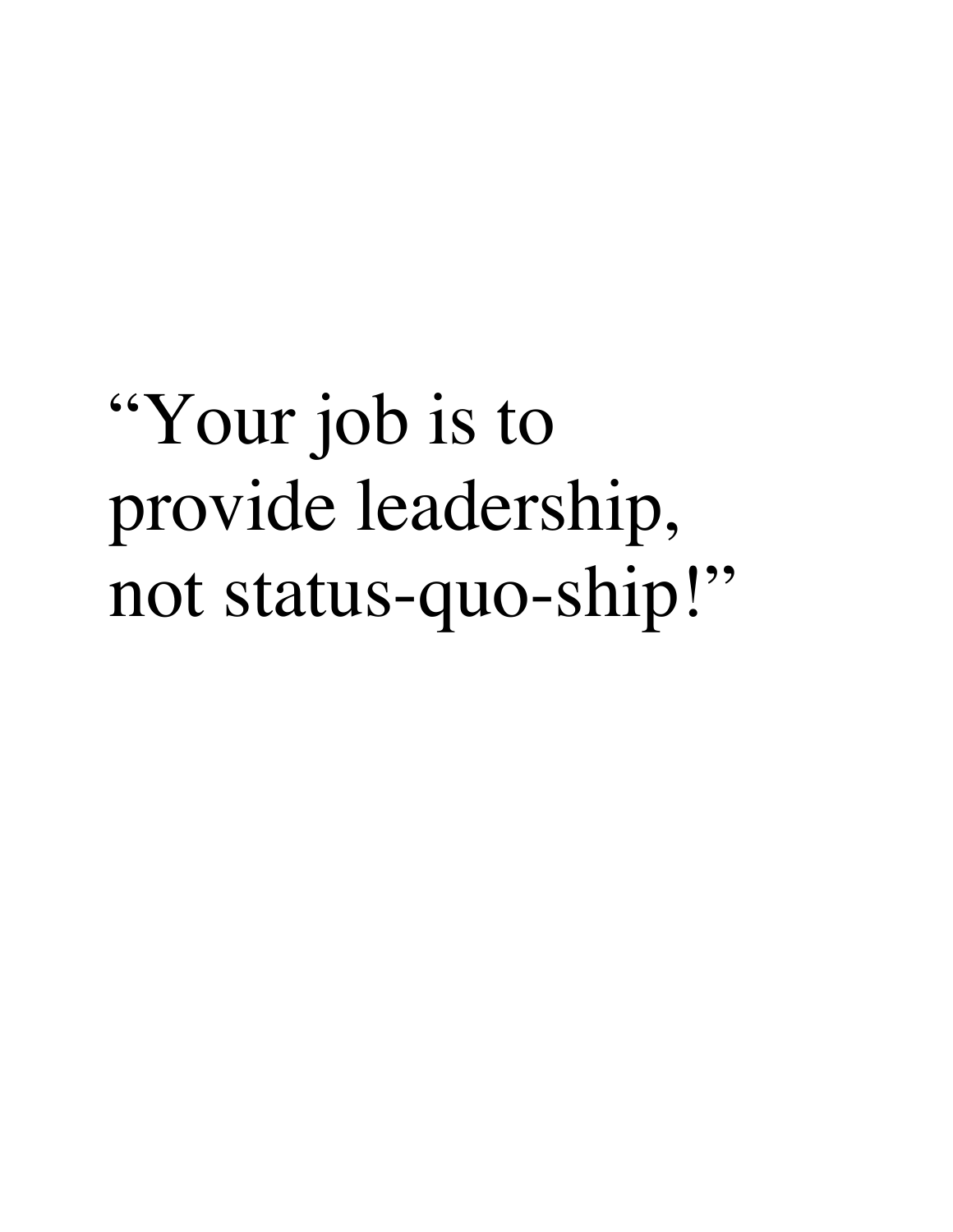"Your job is to provide leadership, not status-quo-ship!"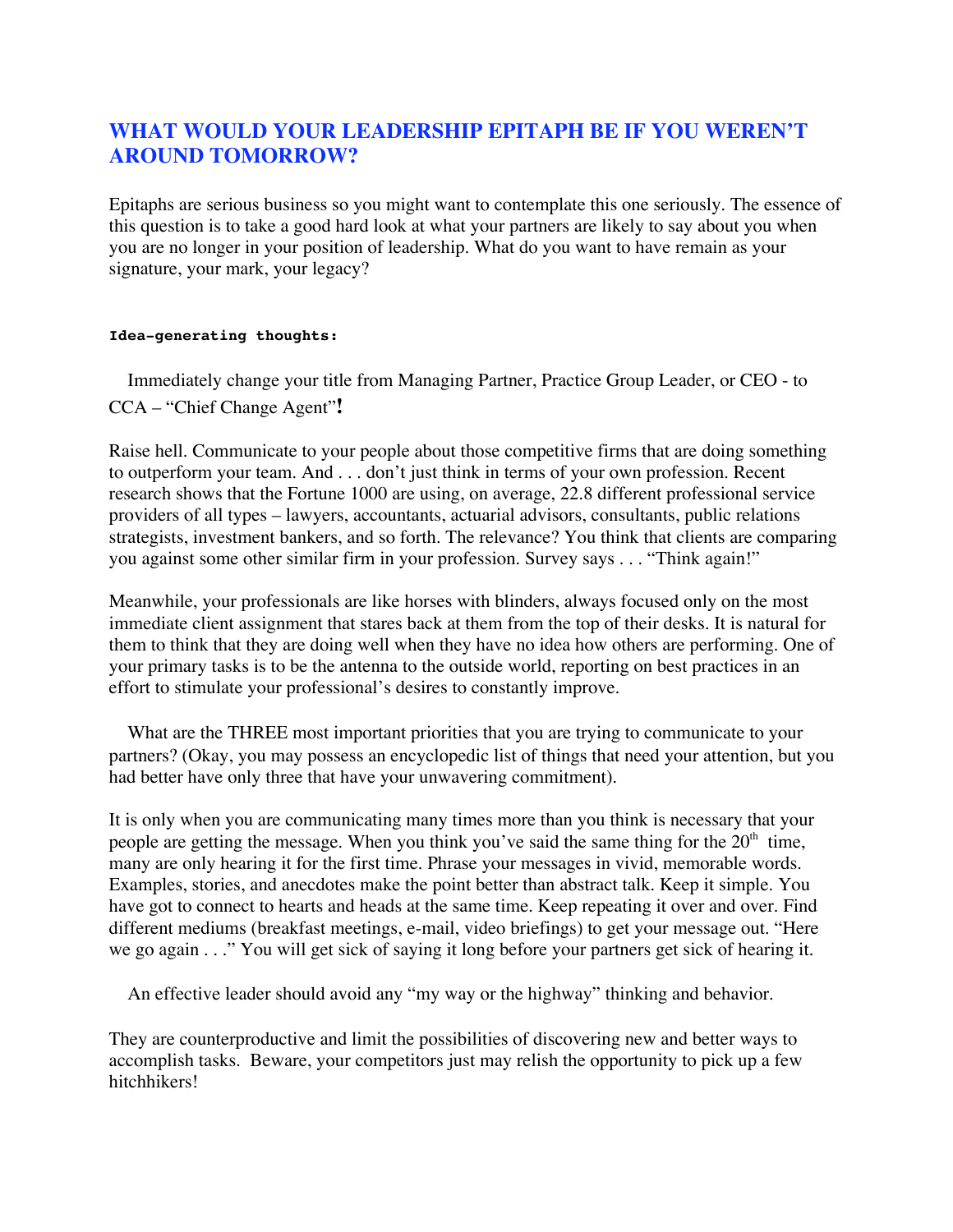## WHAT WOULD YOUR LEADERSHIP EPITAPH BE IF YOU WEREN'T AROUND TOMORROW?

Epitaphs are serious business so you might want to contemplate this one seriously. The essence of this question is to take a good hard look at what your partners are likely to say about you when you are no longer in your position of leadership. What do you want to have remain as your signature, your mark, your legacy?

**Idea-generating thoughts:**

Immediately change your title from Managing Partner, Practice Group Leader, or CEO - to CCA – "Chief Change Agent"**!**

Raise hell. Communicate to your people about those competitive firms that are doing something to outperform your team. And . . . don't just think in terms of your own profession. Recent research shows that the Fortune 1000 are using, on average, 22.8 different professional service providers of all types – lawyers, accountants, actuarial advisors, consultants, public relations strategists, investment bankers, and so forth. The relevance? You think that clients are comparing you against some other similar firm in your profession. Survey says . . . "Think again!"

Meanwhile, your professionals are like horses with blinders, always focused only on the most immediate client assignment that stares back at them from the top of their desks. It is natural for them to think that they are doing well when they have no idea how others are performing. One of your primary tasks is to be the antenna to the outside world, reporting on best practices in an effort to stimulate your professional's desires to constantly improve.

What are the THREE most important priorities that you are trying to communicate to your partners? (Okay, you may possess an encyclopedic list of things that need your attention, but you had better have only three that have your unwavering commitment).

It is only when you are communicating many times more than you think is necessary that your people are getting the message. When you think you've said the same thing for the 20th time, many are only hearing it for the first time. Phrase your messages in vivid, memorable words. Examples, stories, and anecdotes make the point better than abstract talk. Keep it simple. You have got to connect to hearts and heads at the same time. Keep repeating it over and over. Find different mediums (breakfast meetings, e-mail, video briefings) to get your message out. "Here we go again . . ." You will get sick of saying it long before your partners get sick of hearing it.

An effective leader should avoid any "my way or the highway" thinking and behavior.

They are counterproductive and limit the possibilities of discovering new and better ways to accomplish tasks. Beware, your competitors just may relish the opportunity to pick up a few hitchhikers!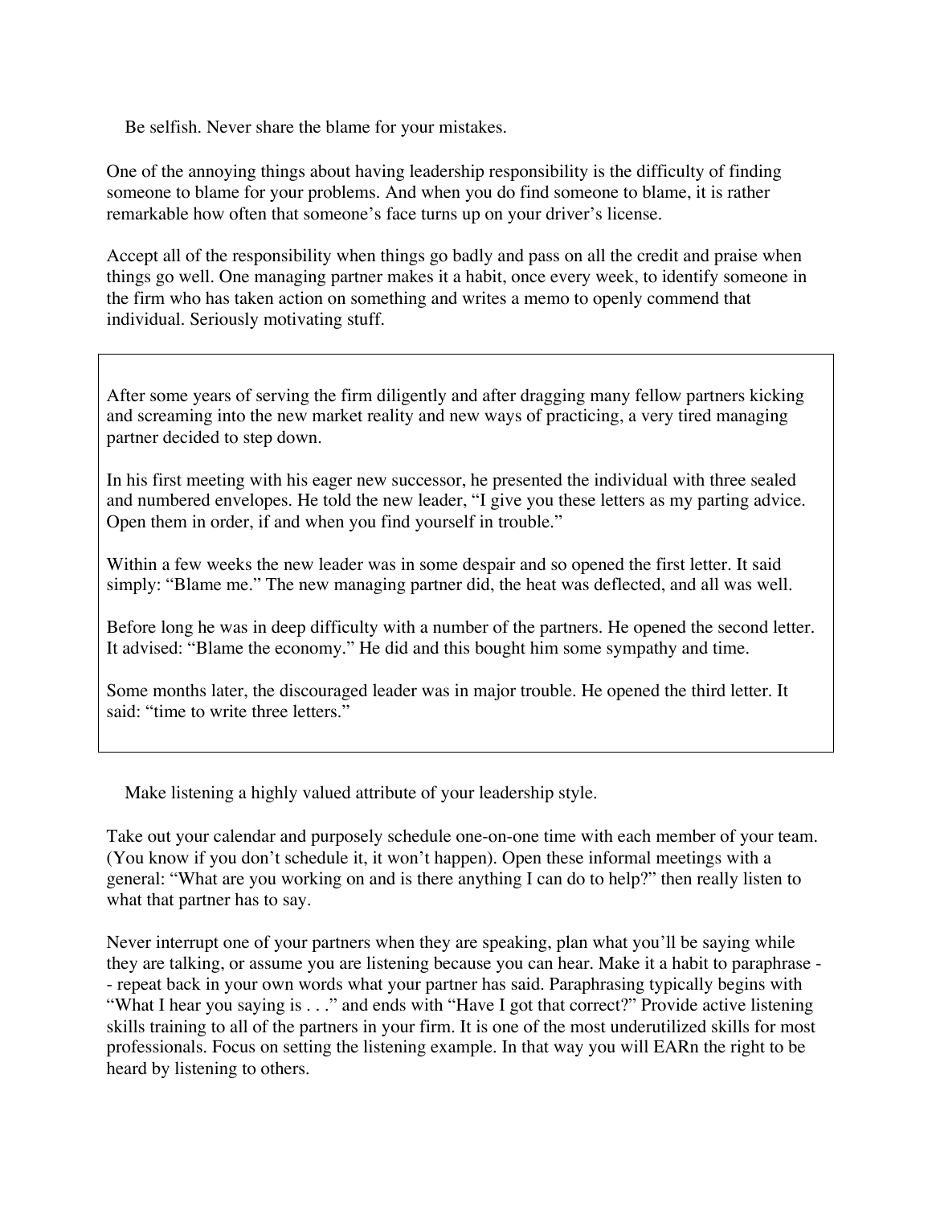Be selfish. Never share the blame for your mistakes.

One of the annoying things about having leadership responsibility is the difficulty of finding someone to blame for your problems. And when you do find someone to blame, it is rather remarkable how often that someone's face turns up on your driver's license.

Accept all of the responsibility when things go badly and pass on all the credit and praise when things go well. One managing partner makes it a habit, once every week, to identify someone in the firm who has taken action on something and writes a memo to openly commend that individual. Seriously motivating stuff.

> After some years of serving the firm diligently and after dragging many fellow partners kicking and screaming into the new market reality and new ways of practicing, a very tired managing partner decided to step down.
>
> In his first meeting with his eager new successor, he presented the individual with three sealed and numbered envelopes. He told the new leader, "I give you these letters as my parting advice. Open them in order, if and when you find yourself in trouble."
>
> Within a few weeks the new leader was in some despair and so opened the first letter. It said simply: "Blame me." The new managing partner did, the heat was deflected, and all was well.
>
> Before long he was in deep difficulty with a number of the partners. He opened the second letter. It advised: "Blame the economy." He did and this bought him some sympathy and time.
>
> Some months later, the discouraged leader was in major trouble. He opened the third letter. It said: "time to write three letters."

Make listening a highly valued attribute of your leadership style.

Take out your calendar and purposely schedule one-on-one time with each member of your team. (You know if you don't schedule it, it won't happen). Open these informal meetings with a general: "What are you working on and is there anything I can do to help?" then really listen to what that partner has to say.

Never interrupt one of your partners when they are speaking, plan what you'll be saying while they are talking, or assume you are listening because you can hear. Make it a habit to paraphrase -- repeat back in your own words what your partner has said. Paraphrasing typically begins with "What I hear you saying is . . ." and ends with "Have I got that correct?" Provide active listening skills training to all of the partners in your firm. It is one of the most underutilized skills for most professionals. Focus on setting the listening example. In that way you will EARn the right to be heard by listening to others.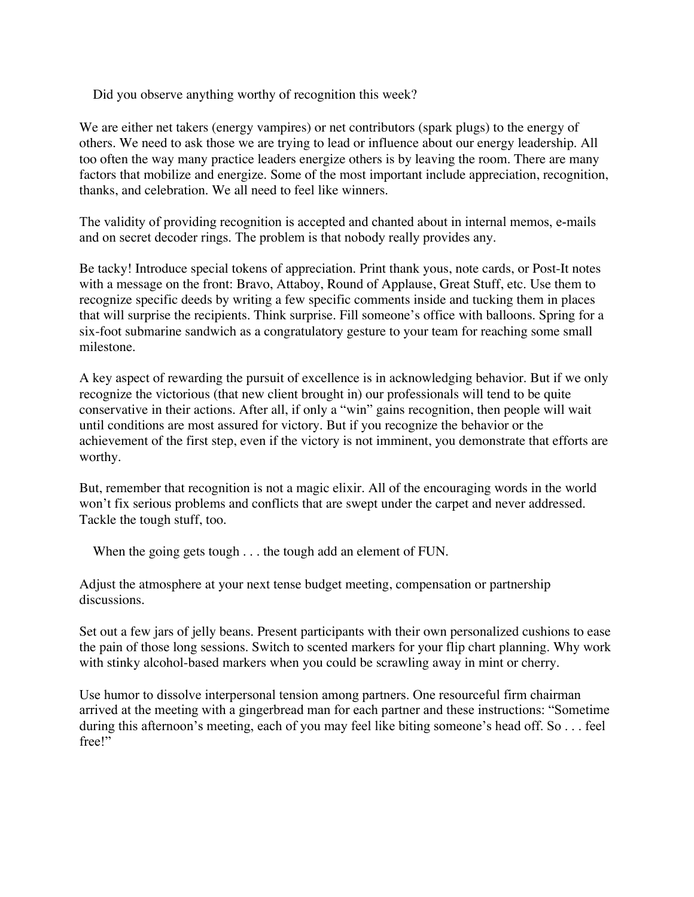Did you observe anything worthy of recognition this week?

We are either net takers (energy vampires) or net contributors (spark plugs) to the energy of others. We need to ask those we are trying to lead or influence about our energy leadership. All too often the way many practice leaders energize others is by leaving the room. There are many factors that mobilize and energize. Some of the most important include appreciation, recognition, thanks, and celebration. We all need to feel like winners.

The validity of providing recognition is accepted and chanted about in internal memos, e-mails and on secret decoder rings. The problem is that nobody really provides any.

Be tacky! Introduce special tokens of appreciation. Print thank yous, note cards, or Post-It notes with a message on the front: Bravo, Attaboy, Round of Applause, Great Stuff, etc. Use them to recognize specific deeds by writing a few specific comments inside and tucking them in places that will surprise the recipients. Think surprise. Fill someone's office with balloons. Spring for a six-foot submarine sandwich as a congratulatory gesture to your team for reaching some small milestone.

A key aspect of rewarding the pursuit of excellence is in acknowledging behavior. But if we only recognize the victorious (that new client brought in) our professionals will tend to be quite conservative in their actions. After all, if only a "win" gains recognition, then people will wait until conditions are most assured for victory. But if you recognize the behavior or the achievement of the first step, even if the victory is not imminent, you demonstrate that efforts are worthy.

But, remember that recognition is not a magic elixir. All of the encouraging words in the world won't fix serious problems and conflicts that are swept under the carpet and never addressed. Tackle the tough stuff, too.

When the going gets tough . . . the tough add an element of FUN.

Adjust the atmosphere at your next tense budget meeting, compensation or partnership discussions.

Set out a few jars of jelly beans. Present participants with their own personalized cushions to ease the pain of those long sessions. Switch to scented markers for your flip chart planning. Why work with stinky alcohol-based markers when you could be scrawling away in mint or cherry.

Use humor to dissolve interpersonal tension among partners. One resourceful firm chairman arrived at the meeting with a gingerbread man for each partner and these instructions: "Sometime during this afternoon's meeting, each of you may feel like biting someone's head off. So . . . feel free!"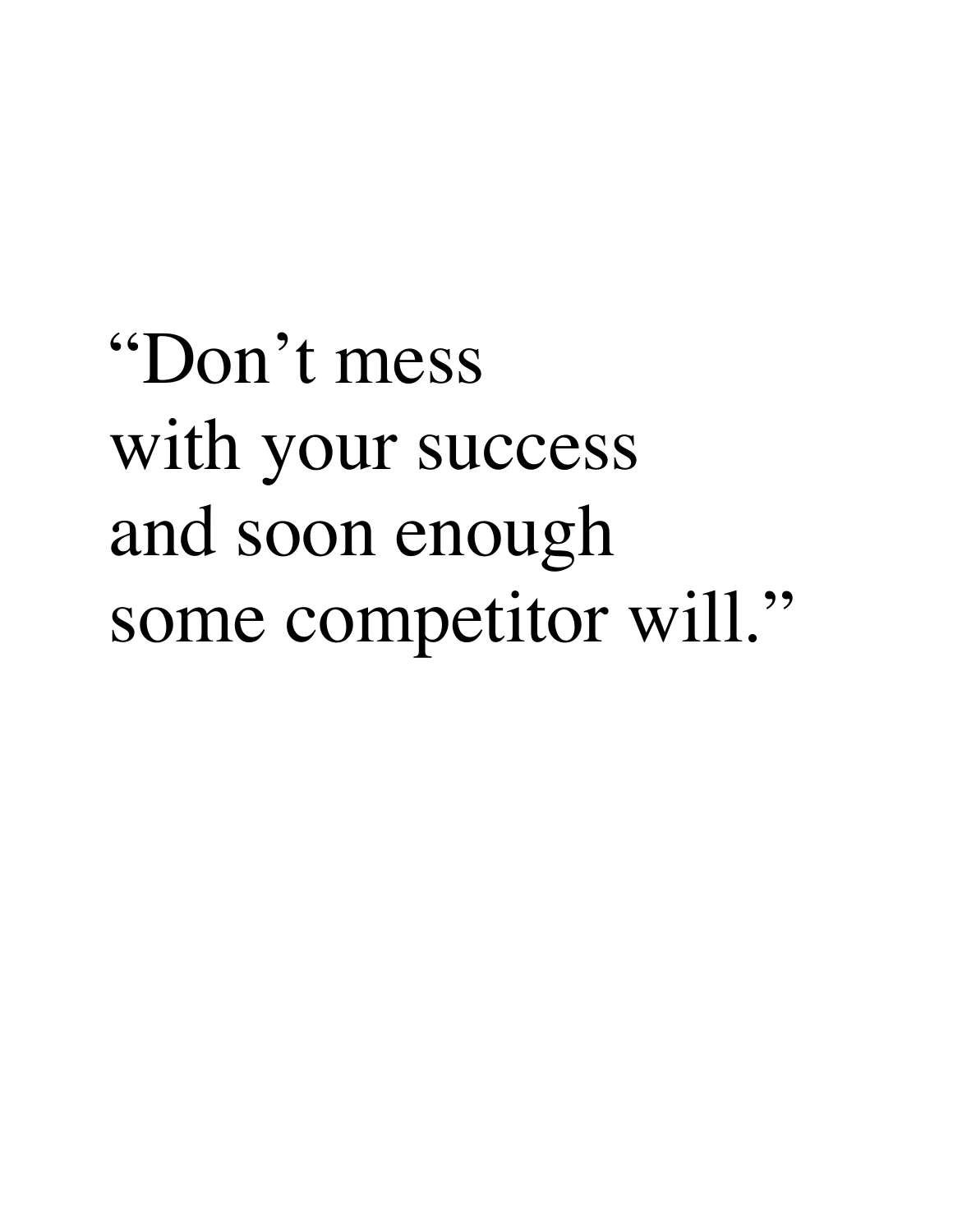"Don't mess
with your success
and soon enough
some competitor will."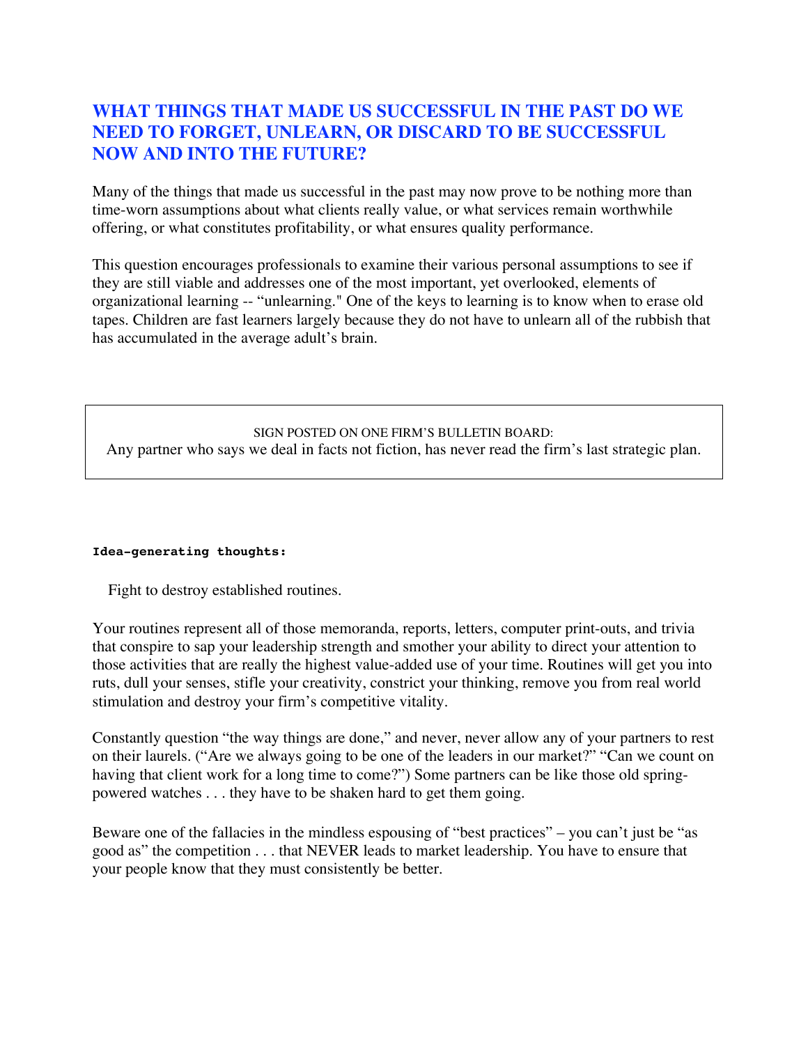## WHAT THINGS THAT MADE US SUCCESSFUL IN THE PAST DO WE NEED TO FORGET, UNLEARN, OR DISCARD TO BE SUCCESSFUL NOW AND INTO THE FUTURE?

Many of the things that made us successful in the past may now prove to be nothing more than time-worn assumptions about what clients really value, or what services remain worthwhile offering, or what constitutes profitability, or what ensures quality performance.

This question encourages professionals to examine their various personal assumptions to see if they are still viable and addresses one of the most important, yet overlooked, elements of organizational learning -- "unlearning." One of the keys to learning is to know when to erase old tapes. Children are fast learners largely because they do not have to unlearn all of the rubbish that has accumulated in the average adult's brain.

> SIGN POSTED ON ONE FIRM'S BULLETIN BOARD:
> Any partner who says we deal in facts not fiction, has never read the firm's last strategic plan.

**Idea-generating thoughts:**

Fight to destroy established routines.

Your routines represent all of those memoranda, reports, letters, computer print-outs, and trivia that conspire to sap your leadership strength and smother your ability to direct your attention to those activities that are really the highest value-added use of your time. Routines will get you into ruts, dull your senses, stifle your creativity, constrict your thinking, remove you from real world stimulation and destroy your firm's competitive vitality.

Constantly question "the way things are done," and never, never allow any of your partners to rest on their laurels. ("Are we always going to be one of the leaders in our market?" "Can we count on having that client work for a long time to come?") Some partners can be like those old spring-powered watches . . . they have to be shaken hard to get them going.

Beware one of the fallacies in the mindless espousing of "best practices" – you can't just be "as good as" the competition . . . that NEVER leads to market leadership. You have to ensure that your people know that they must consistently be better.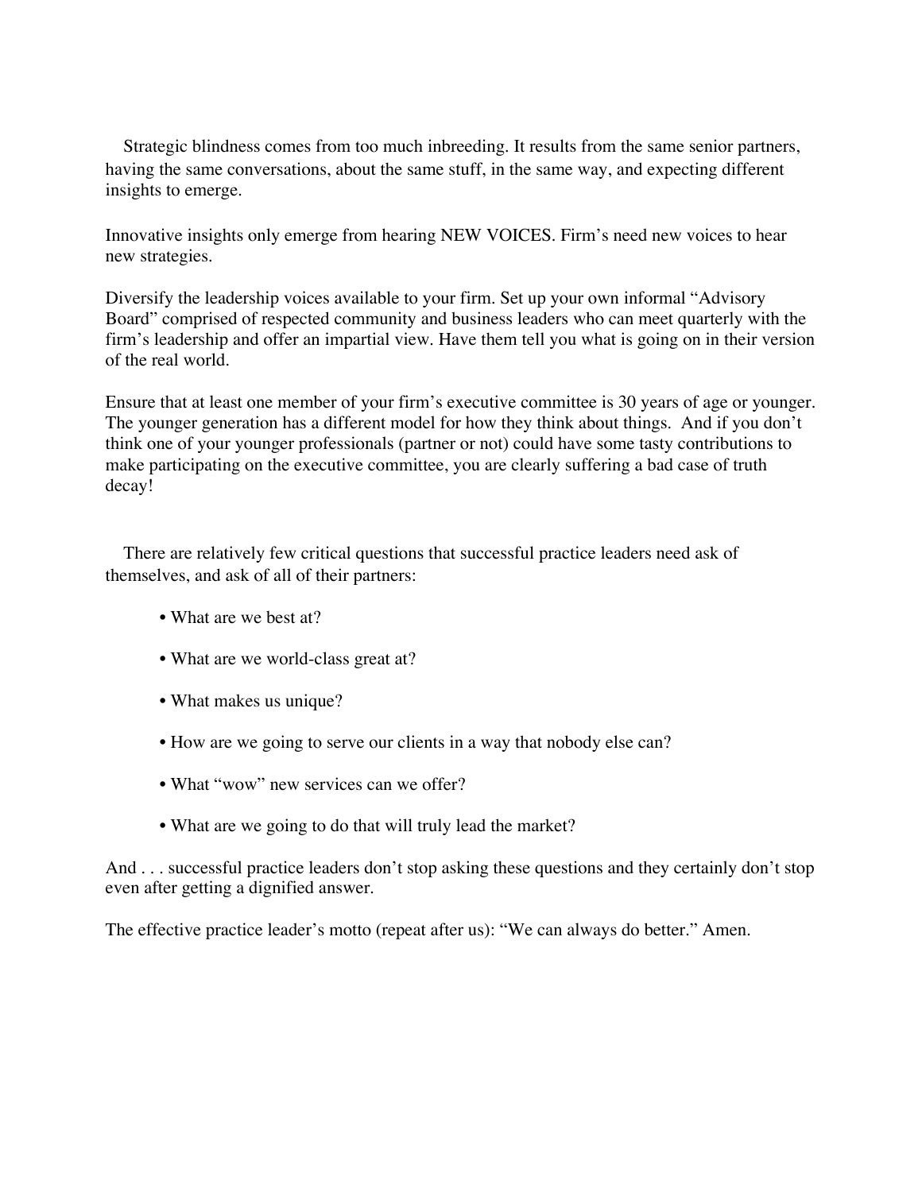Strategic blindness comes from too much inbreeding. It results from the same senior partners, having the same conversations, about the same stuff, in the same way, and expecting different insights to emerge.

Innovative insights only emerge from hearing NEW VOICES. Firm's need new voices to hear new strategies.

Diversify the leadership voices available to your firm. Set up your own informal "Advisory Board" comprised of respected community and business leaders who can meet quarterly with the firm's leadership and offer an impartial view. Have them tell you what is going on in their version of the real world.

Ensure that at least one member of your firm's executive committee is 30 years of age or younger. The younger generation has a different model for how they think about things. And if you don't think one of your younger professionals (partner or not) could have some tasty contributions to make participating on the executive committee, you are clearly suffering a bad case of truth decay!

There are relatively few critical questions that successful practice leaders need ask of themselves, and ask of all of their partners:

- What are we best at?
- What are we world-class great at?
- What makes us unique?
- How are we going to serve our clients in a way that nobody else can?
- What "wow" new services can we offer?
- What are we going to do that will truly lead the market?

And . . . successful practice leaders don't stop asking these questions and they certainly don't stop even after getting a dignified answer.

The effective practice leader's motto (repeat after us): "We can always do better." Amen.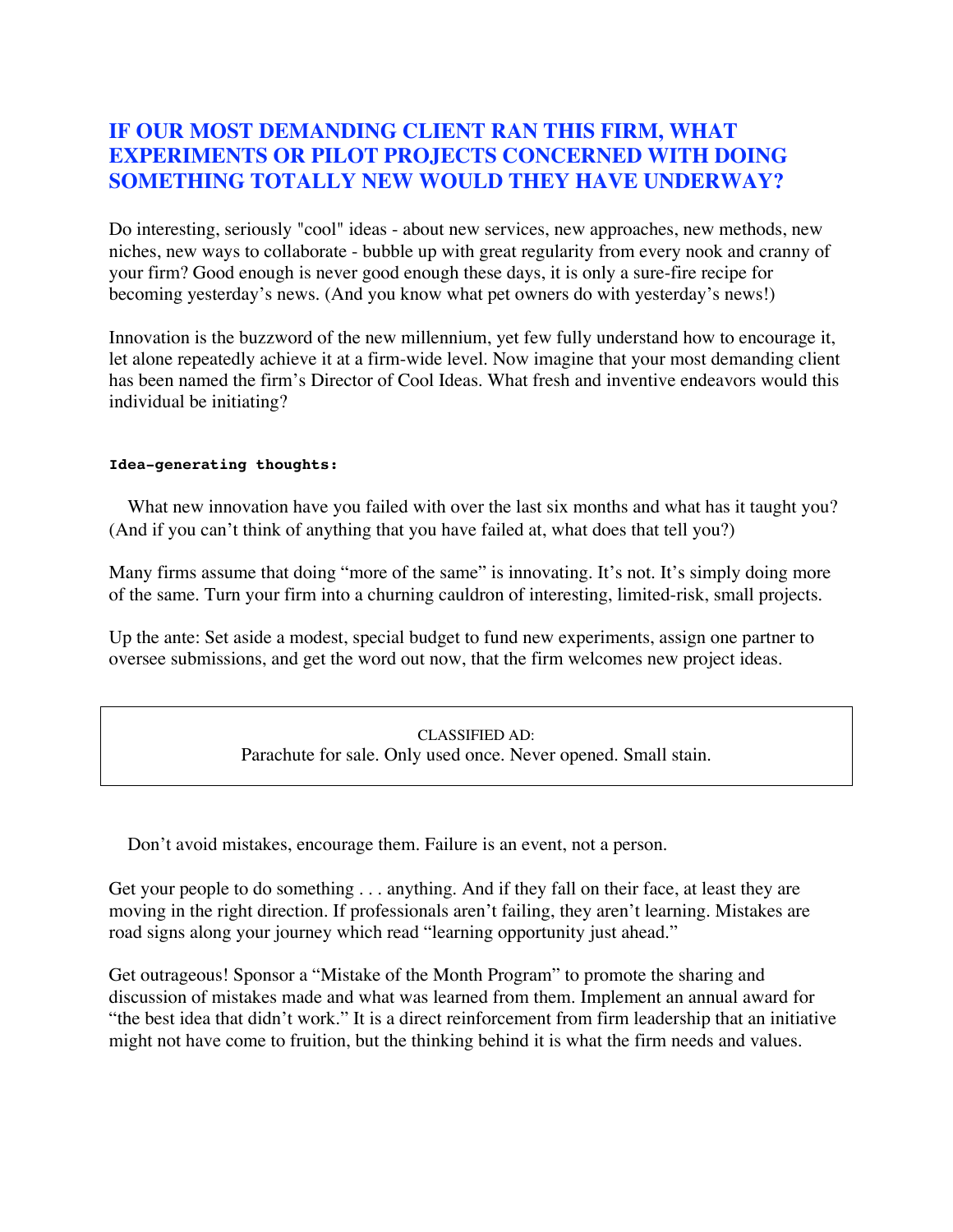## IF OUR MOST DEMANDING CLIENT RAN THIS FIRM, WHAT EXPERIMENTS OR PILOT PROJECTS CONCERNED WITH DOING SOMETHING TOTALLY NEW WOULD THEY HAVE UNDERWAY?

Do interesting, seriously "cool" ideas - about new services, new approaches, new methods, new niches, new ways to collaborate - bubble up with great regularity from every nook and cranny of your firm? Good enough is never good enough these days, it is only a sure-fire recipe for becoming yesterday's news. (And you know what pet owners do with yesterday's news!)

Innovation is the buzzword of the new millennium, yet few fully understand how to encourage it, let alone repeatedly achieve it at a firm-wide level. Now imagine that your most demanding client has been named the firm's Director of Cool Ideas. What fresh and inventive endeavors would this individual be initiating?

**Idea-generating thoughts:**

What new innovation have you failed with over the last six months and what has it taught you? (And if you can't think of anything that you have failed at, what does that tell you?)

Many firms assume that doing "more of the same" is innovating. It's not. It's simply doing more of the same. Turn your firm into a churning cauldron of interesting, limited-risk, small projects.

Up the ante: Set aside a modest, special budget to fund new experiments, assign one partner to oversee submissions, and get the word out now, that the firm welcomes new project ideas.

> CLASSIFIED AD:
> Parachute for sale. Only used once. Never opened. Small stain.

Don't avoid mistakes, encourage them. Failure is an event, not a person.

Get your people to do something . . . anything. And if they fall on their face, at least they are moving in the right direction. If professionals aren't failing, they aren't learning. Mistakes are road signs along your journey which read "learning opportunity just ahead."

Get outrageous! Sponsor a "Mistake of the Month Program" to promote the sharing and discussion of mistakes made and what was learned from them. Implement an annual award for "the best idea that didn't work." It is a direct reinforcement from firm leadership that an initiative might not have come to fruition, but the thinking behind it is what the firm needs and values.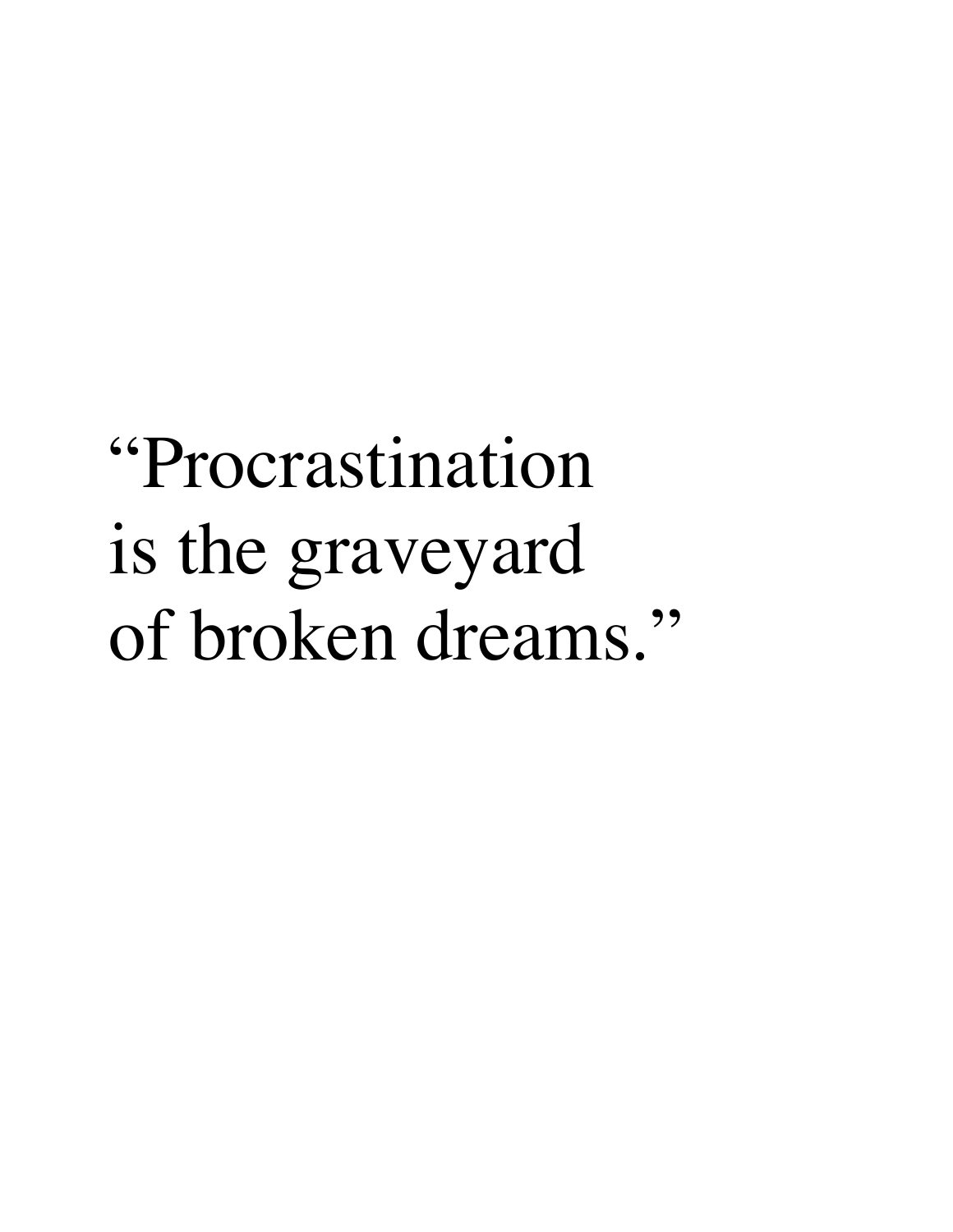"Procrastination
is the graveyard
of broken dreams."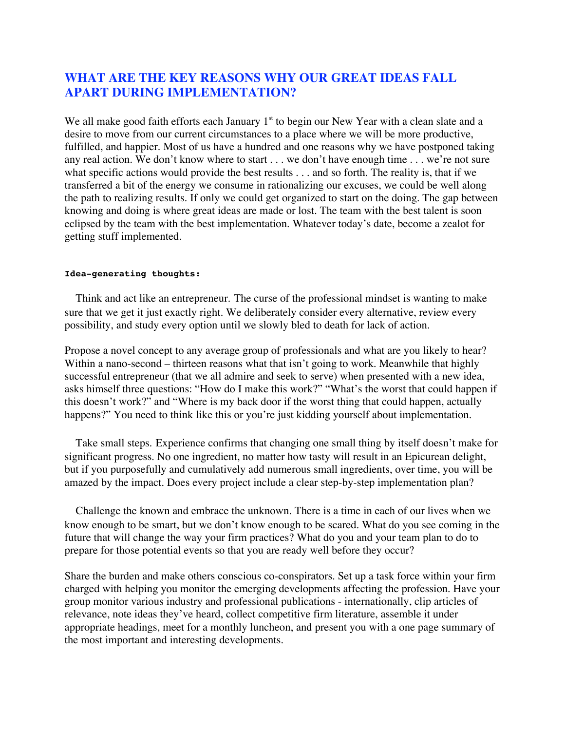## WHAT ARE THE KEY REASONS WHY OUR GREAT IDEAS FALL APART DURING IMPLEMENTATION?

We all make good faith efforts each January 1st to begin our New Year with a clean slate and a desire to move from our current circumstances to a place where we will be more productive, fulfilled, and happier. Most of us have a hundred and one reasons why we have postponed taking any real action. We don't know where to start . . . we don't have enough time . . . we're not sure what specific actions would provide the best results . . . and so forth. The reality is, that if we transferred a bit of the energy we consume in rationalizing our excuses, we could be well along the path to realizing results. If only we could get organized to start on the doing. The gap between knowing and doing is where great ideas are made or lost. The team with the best talent is soon eclipsed by the team with the best implementation. Whatever today's date, become a zealot for getting stuff implemented.

**Idea-generating thoughts:**

Think and act like an entrepreneur. The curse of the professional mindset is wanting to make sure that we get it just exactly right. We deliberately consider every alternative, review every possibility, and study every option until we slowly bled to death for lack of action.

Propose a novel concept to any average group of professionals and what are you likely to hear? Within a nano-second – thirteen reasons what that isn't going to work. Meanwhile that highly successful entrepreneur (that we all admire and seek to serve) when presented with a new idea, asks himself three questions: "How do I make this work?" "What's the worst that could happen if this doesn't work?" and "Where is my back door if the worst thing that could happen, actually happens?" You need to think like this or you're just kidding yourself about implementation.

Take small steps. Experience confirms that changing one small thing by itself doesn't make for significant progress. No one ingredient, no matter how tasty will result in an Epicurean delight, but if you purposefully and cumulatively add numerous small ingredients, over time, you will be amazed by the impact. Does every project include a clear step-by-step implementation plan?

Challenge the known and embrace the unknown. There is a time in each of our lives when we know enough to be smart, but we don't know enough to be scared. What do you see coming in the future that will change the way your firm practices? What do you and your team plan to do to prepare for those potential events so that you are ready well before they occur?

Share the burden and make others conscious co-conspirators. Set up a task force within your firm charged with helping you monitor the emerging developments affecting the profession. Have your group monitor various industry and professional publications - internationally, clip articles of relevance, note ideas they've heard, collect competitive firm literature, assemble it under appropriate headings, meet for a monthly luncheon, and present you with a one page summary of the most important and interesting developments.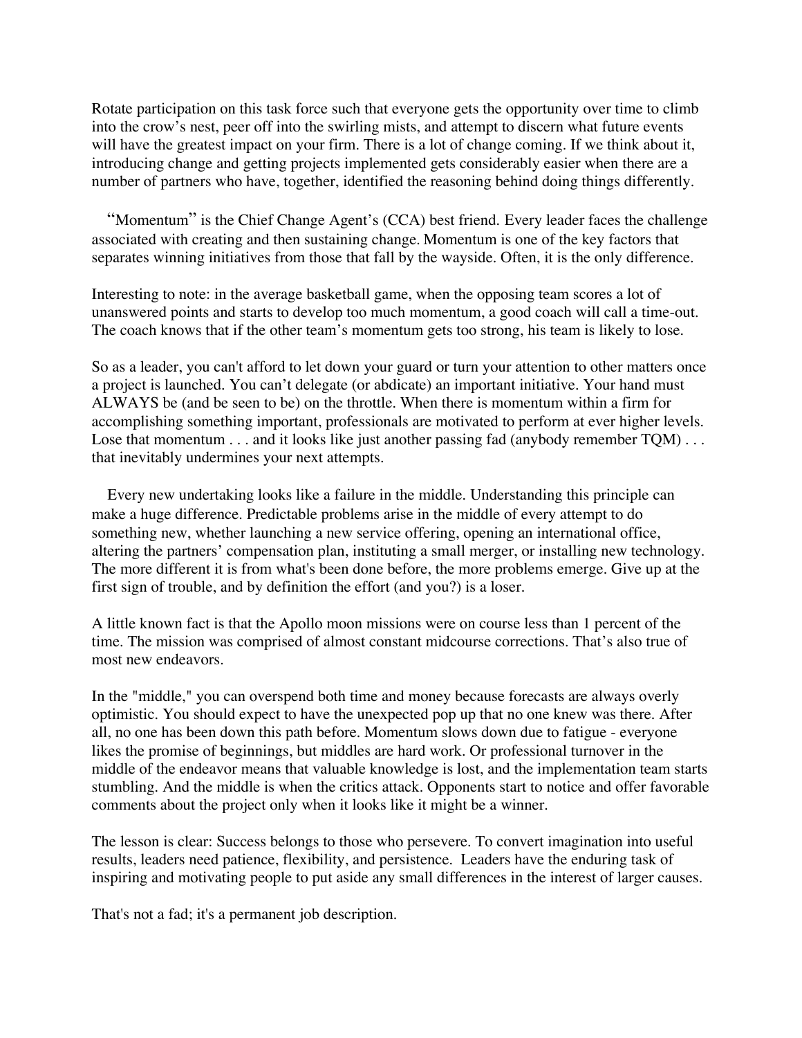Rotate participation on this task force such that everyone gets the opportunity over time to climb into the crow's nest, peer off into the swirling mists, and attempt to discern what future events will have the greatest impact on your firm. There is a lot of change coming. If we think about it, introducing change and getting projects implemented gets considerably easier when there are a number of partners who have, together, identified the reasoning behind doing things differently.

"Momentum" is the Chief Change Agent's (CCA) best friend. Every leader faces the challenge associated with creating and then sustaining change. Momentum is one of the key factors that separates winning initiatives from those that fall by the wayside. Often, it is the only difference.

Interesting to note: in the average basketball game, when the opposing team scores a lot of unanswered points and starts to develop too much momentum, a good coach will call a time-out. The coach knows that if the other team's momentum gets too strong, his team is likely to lose.

So as a leader, you can't afford to let down your guard or turn your attention to other matters once a project is launched. You can't delegate (or abdicate) an important initiative. Your hand must ALWAYS be (and be seen to be) on the throttle. When there is momentum within a firm for accomplishing something important, professionals are motivated to perform at ever higher levels. Lose that momentum . . . and it looks like just another passing fad (anybody remember TQM) . . . that inevitably undermines your next attempts.

Every new undertaking looks like a failure in the middle. Understanding this principle can make a huge difference. Predictable problems arise in the middle of every attempt to do something new, whether launching a new service offering, opening an international office, altering the partners' compensation plan, instituting a small merger, or installing new technology. The more different it is from what's been done before, the more problems emerge. Give up at the first sign of trouble, and by definition the effort (and you?) is a loser.

A little known fact is that the Apollo moon missions were on course less than 1 percent of the time. The mission was comprised of almost constant midcourse corrections. That's also true of most new endeavors.

In the "middle," you can overspend both time and money because forecasts are always overly optimistic. You should expect to have the unexpected pop up that no one knew was there. After all, no one has been down this path before. Momentum slows down due to fatigue - everyone likes the promise of beginnings, but middles are hard work. Or professional turnover in the middle of the endeavor means that valuable knowledge is lost, and the implementation team starts stumbling. And the middle is when the critics attack. Opponents start to notice and offer favorable comments about the project only when it looks like it might be a winner.

The lesson is clear: Success belongs to those who persevere. To convert imagination into useful results, leaders need patience, flexibility, and persistence. Leaders have the enduring task of inspiring and motivating people to put aside any small differences in the interest of larger causes.

That's not a fad; it's a permanent job description.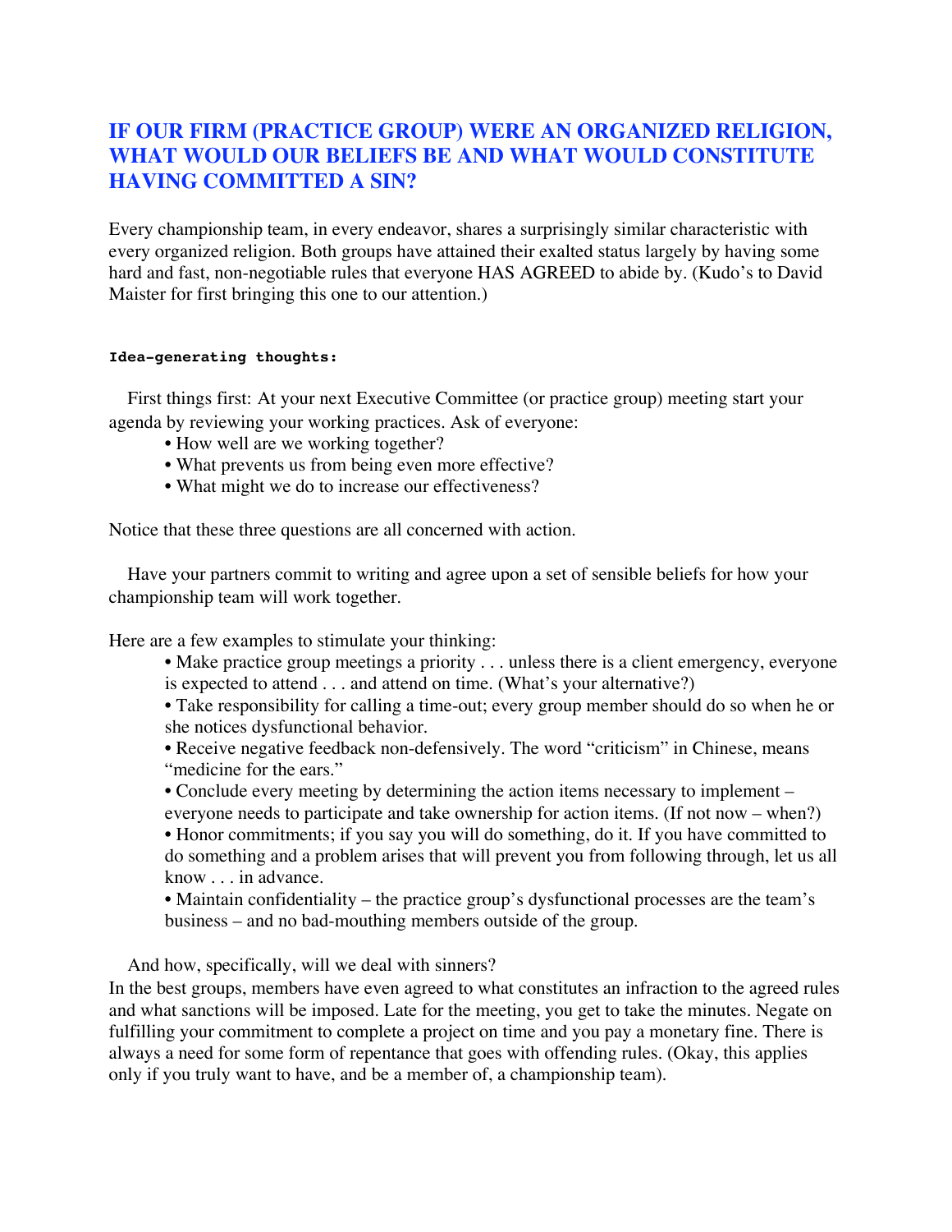## IF OUR FIRM (PRACTICE GROUP) WERE AN ORGANIZED RELIGION, WHAT WOULD OUR BELIEFS BE AND WHAT WOULD CONSTITUTE HAVING COMMITTED A SIN?

Every championship team, in every endeavor, shares a surprisingly similar characteristic with every organized religion. Both groups have attained their exalted status largely by having some hard and fast, non-negotiable rules that everyone HAS AGREED to abide by. (Kudo's to David Maister for first bringing this one to our attention.)

**Idea-generating thoughts:**

First things first: At your next Executive Committee (or practice group) meeting start your agenda by reviewing your working practices. Ask of everyone:

- How well are we working together?
- What prevents us from being even more effective?
- What might we do to increase our effectiveness?

Notice that these three questions are all concerned with action.

Have your partners commit to writing and agree upon a set of sensible beliefs for how your championship team will work together.

Here are a few examples to stimulate your thinking:

- Make practice group meetings a priority . . . unless there is a client emergency, everyone is expected to attend . . . and attend on time. (What's your alternative?)
- Take responsibility for calling a time-out; every group member should do so when he or she notices dysfunctional behavior.
- Receive negative feedback non-defensively. The word "criticism" in Chinese, means "medicine for the ears."
- Conclude every meeting by determining the action items necessary to implement – everyone needs to participate and take ownership for action items. (If not now – when?)
- Honor commitments; if you say you will do something, do it. If you have committed to do something and a problem arises that will prevent you from following through, let us all know . . . in advance.
- Maintain confidentiality – the practice group's dysfunctional processes are the team's business – and no bad-mouthing members outside of the group.

And how, specifically, will we deal with sinners?
In the best groups, members have even agreed to what constitutes an infraction to the agreed rules and what sanctions will be imposed. Late for the meeting, you get to take the minutes. Negate on fulfilling your commitment to complete a project on time and you pay a monetary fine. There is always a need for some form of repentance that goes with offending rules. (Okay, this applies only if you truly want to have, and be a member of, a championship team).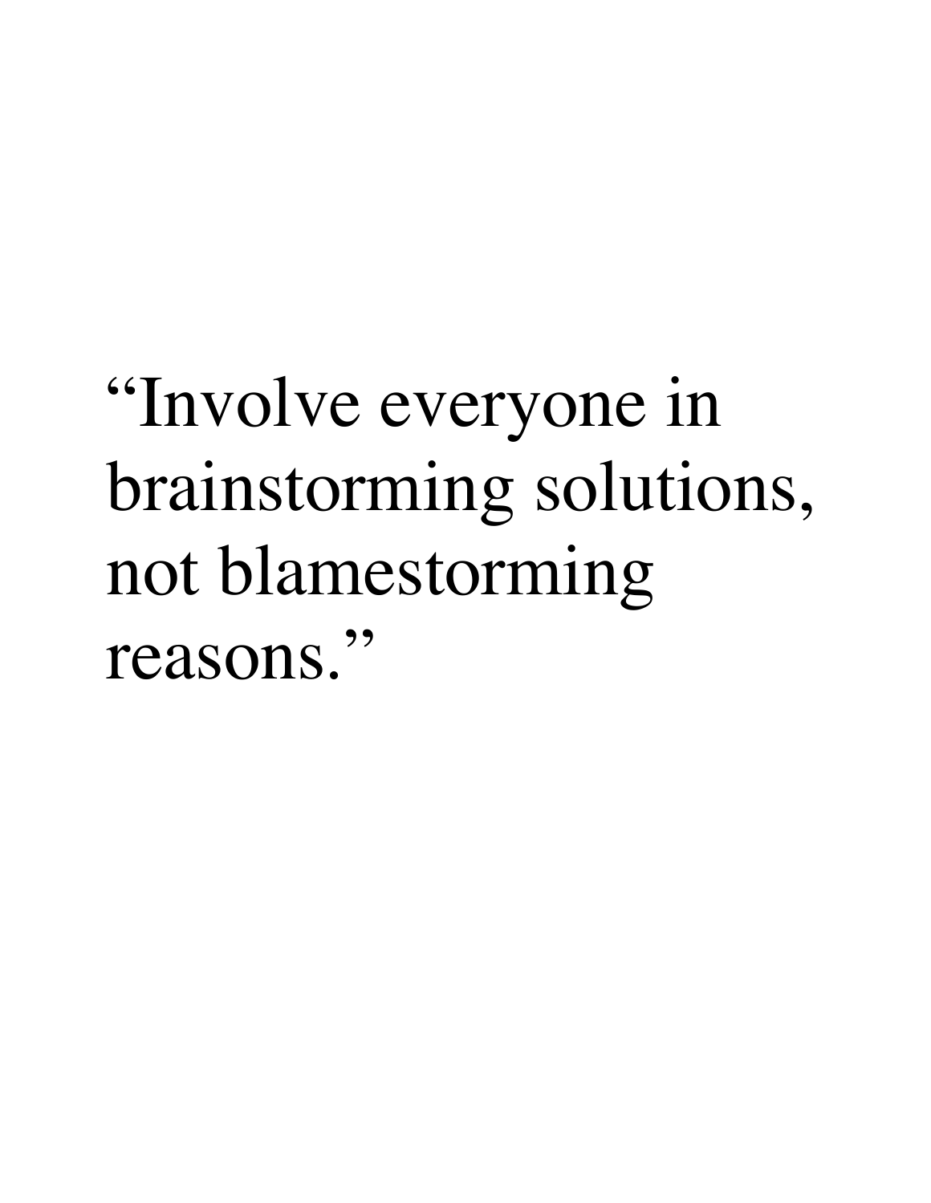"Involve everyone in brainstorming solutions, not blamestorming reasons."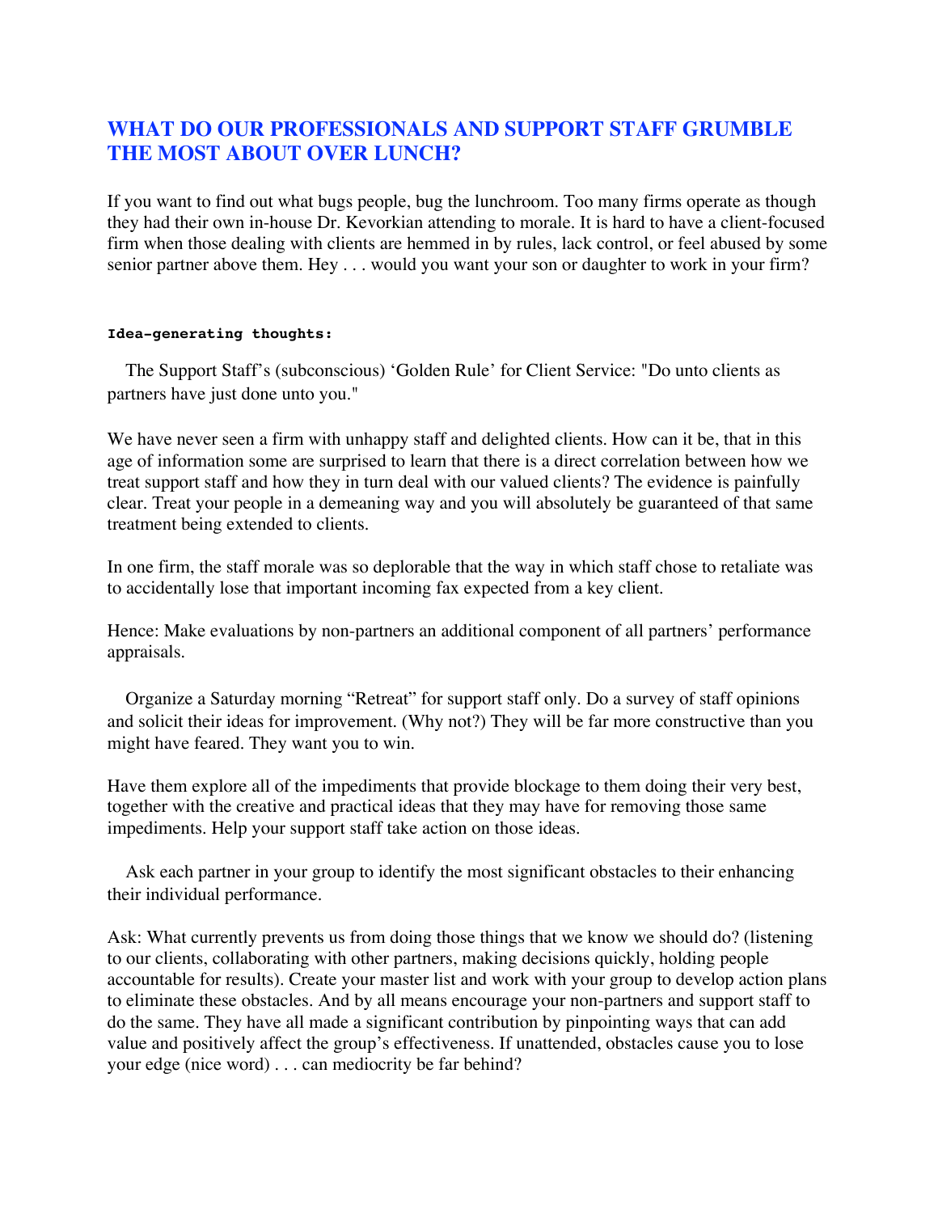## WHAT DO OUR PROFESSIONALS AND SUPPORT STAFF GRUMBLE THE MOST ABOUT OVER LUNCH?

If you want to find out what bugs people, bug the lunchroom. Too many firms operate as though they had their own in-house Dr. Kevorkian attending to morale. It is hard to have a client-focused firm when those dealing with clients are hemmed in by rules, lack control, or feel abused by some senior partner above them. Hey . . . would you want your son or daughter to work in your firm?

**Idea-generating thoughts:**

The Support Staff's (subconscious) 'Golden Rule' for Client Service: "Do unto clients as partners have just done unto you."

We have never seen a firm with unhappy staff and delighted clients. How can it be, that in this age of information some are surprised to learn that there is a direct correlation between how we treat support staff and how they in turn deal with our valued clients? The evidence is painfully clear. Treat your people in a demeaning way and you will absolutely be guaranteed of that same treatment being extended to clients.

In one firm, the staff morale was so deplorable that the way in which staff chose to retaliate was to accidentally lose that important incoming fax expected from a key client.

Hence: Make evaluations by non-partners an additional component of all partners' performance appraisals.

Organize a Saturday morning "Retreat" for support staff only. Do a survey of staff opinions and solicit their ideas for improvement. (Why not?) They will be far more constructive than you might have feared. They want you to win.

Have them explore all of the impediments that provide blockage to them doing their very best, together with the creative and practical ideas that they may have for removing those same impediments. Help your support staff take action on those ideas.

Ask each partner in your group to identify the most significant obstacles to their enhancing their individual performance.

Ask: What currently prevents us from doing those things that we know we should do? (listening to our clients, collaborating with other partners, making decisions quickly, holding people accountable for results). Create your master list and work with your group to develop action plans to eliminate these obstacles. And by all means encourage your non-partners and support staff to do the same. They have all made a significant contribution by pinpointing ways that can add value and positively affect the group's effectiveness. If unattended, obstacles cause you to lose your edge (nice word) . . . can mediocrity be far behind?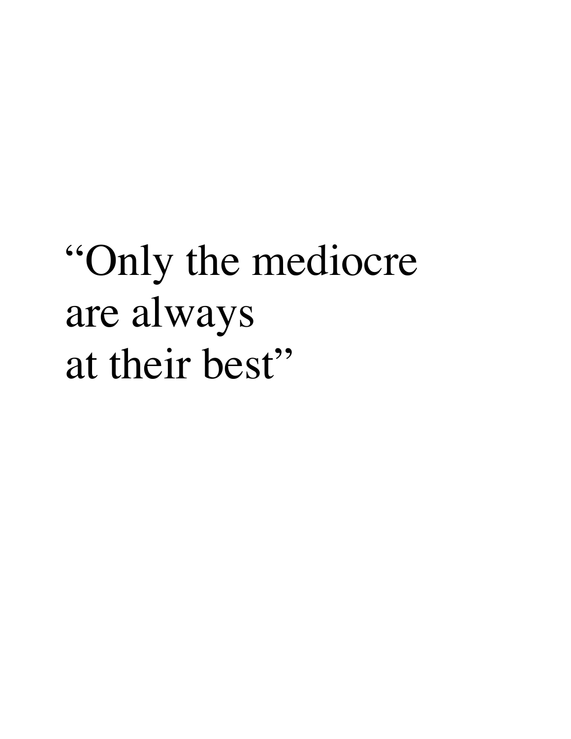“Only the mediocre
are always
at their best”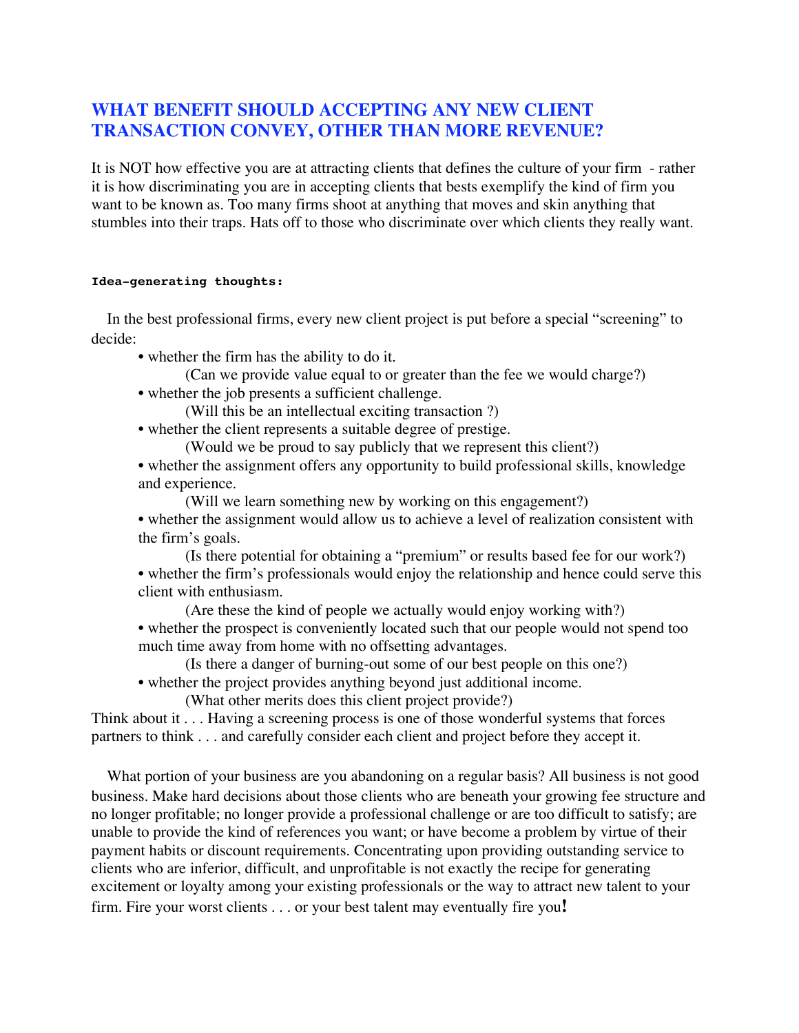## WHAT BENEFIT SHOULD ACCEPTING ANY NEW CLIENT TRANSACTION CONVEY, OTHER THAN MORE REVENUE?

It is NOT how effective you are at attracting clients that defines the culture of your firm - rather it is how discriminating you are in accepting clients that bests exemplify the kind of firm you want to be known as. Too many firms shoot at anything that moves and skin anything that stumbles into their traps. Hats off to those who discriminate over which clients they really want.

**Idea-generating thoughts:**

In the best professional firms, every new client project is put before a special "screening" to decide:

- whether the firm has the ability to do it.
  (Can we provide value equal to or greater than the fee we would charge?)
- whether the job presents a sufficient challenge.
  (Will this be an intellectual exciting transaction ?)
- whether the client represents a suitable degree of prestige.
  (Would we be proud to say publicly that we represent this client?)
- whether the assignment offers any opportunity to build professional skills, knowledge and experience.
  (Will we learn something new by working on this engagement?)
- whether the assignment would allow us to achieve a level of realization consistent with the firm's goals.
  (Is there potential for obtaining a "premium" or results based fee for our work?)
- whether the firm's professionals would enjoy the relationship and hence could serve this client with enthusiasm.
  (Are these the kind of people we actually would enjoy working with?)
- whether the prospect is conveniently located such that our people would not spend too much time away from home with no offsetting advantages.
  (Is there a danger of burning-out some of our best people on this one?)
- whether the project provides anything beyond just additional income.
  (What other merits does this client project provide?)

Think about it . . . Having a screening process is one of those wonderful systems that forces partners to think . . . and carefully consider each client and project before they accept it.

What portion of your business are you abandoning on a regular basis? All business is not good business. Make hard decisions about those clients who are beneath your growing fee structure and no longer profitable; no longer provide a professional challenge or are too difficult to satisfy; are unable to provide the kind of references you want; or have become a problem by virtue of their payment habits or discount requirements. Concentrating upon providing outstanding service to clients who are inferior, difficult, and unprofitable is not exactly the recipe for generating excitement or loyalty among your existing professionals or the way to attract new talent to your firm. Fire your worst clients . . . or your best talent may eventually fire you!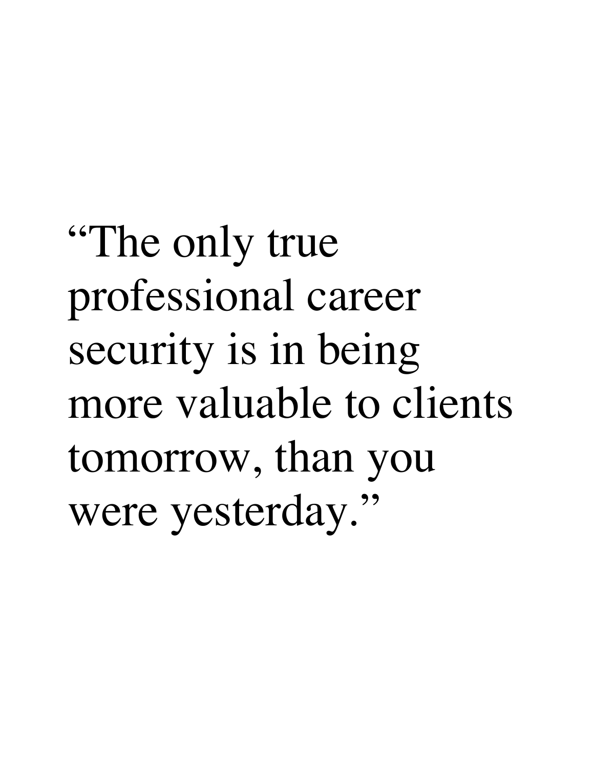“The only true professional career security is in being more valuable to clients tomorrow, than you were yesterday.”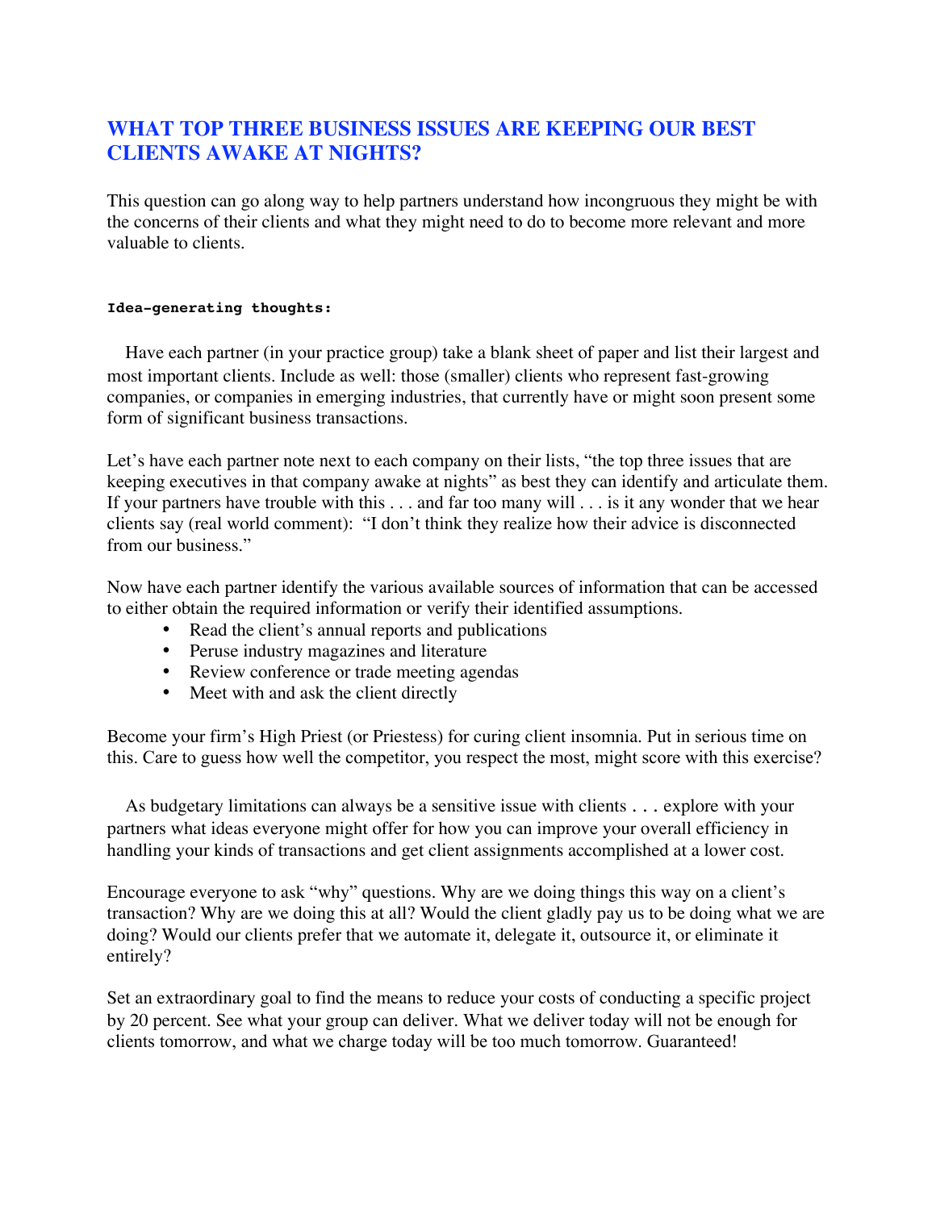## WHAT TOP THREE BUSINESS ISSUES ARE KEEPING OUR BEST CLIENTS AWAKE AT NIGHTS?

This question can go along way to help partners understand how incongruous they might be with the concerns of their clients and what they might need to do to become more relevant and more valuable to clients.

**Idea-generating thoughts:**

Have each partner (in your practice group) take a blank sheet of paper and list their largest and most important clients. Include as well: those (smaller) clients who represent fast-growing companies, or companies in emerging industries, that currently have or might soon present some form of significant business transactions.

Let's have each partner note next to each company on their lists, "the top three issues that are keeping executives in that company awake at nights" as best they can identify and articulate them. If your partners have trouble with this . . . and far too many will . . . is it any wonder that we hear clients say (real world comment): "I don't think they realize how their advice is disconnected from our business."

Now have each partner identify the various available sources of information that can be accessed to either obtain the required information or verify their identified assumptions.

- Read the client's annual reports and publications
- Peruse industry magazines and literature
- Review conference or trade meeting agendas
- Meet with and ask the client directly

Become your firm's High Priest (or Priestess) for curing client insomnia. Put in serious time on this. Care to guess how well the competitor, you respect the most, might score with this exercise?

As budgetary limitations can always be a sensitive issue with clients . . . explore with your partners what ideas everyone might offer for how you can improve your overall efficiency in handling your kinds of transactions and get client assignments accomplished at a lower cost.

Encourage everyone to ask "why" questions. Why are we doing things this way on a client's transaction? Why are we doing this at all? Would the client gladly pay us to be doing what we are doing? Would our clients prefer that we automate it, delegate it, outsource it, or eliminate it entirely?

Set an extraordinary goal to find the means to reduce your costs of conducting a specific project by 20 percent. See what your group can deliver. What we deliver today will not be enough for clients tomorrow, and what we charge today will be too much tomorrow. Guaranteed!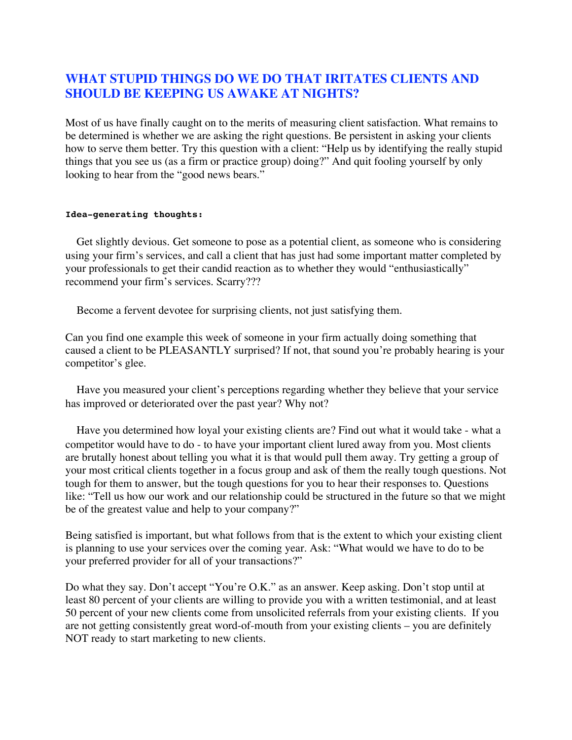## WHAT STUPID THINGS DO WE DO THAT IRITATES CLIENTS AND SHOULD BE KEEPING US AWAKE AT NIGHTS?

Most of us have finally caught on to the merits of measuring client satisfaction. What remains to be determined is whether we are asking the right questions. Be persistent in asking your clients how to serve them better. Try this question with a client: "Help us by identifying the really stupid things that you see us (as a firm or practice group) doing?" And quit fooling yourself by only looking to hear from the "good news bears."

**Idea-generating thoughts:**

Get slightly devious. Get someone to pose as a potential client, as someone who is considering using your firm's services, and call a client that has just had some important matter completed by your professionals to get their candid reaction as to whether they would "enthusiastically" recommend your firm's services. Scarry???

Become a fervent devotee for surprising clients, not just satisfying them.

Can you find one example this week of someone in your firm actually doing something that caused a client to be PLEASANTLY surprised? If not, that sound you're probably hearing is your competitor's glee.

Have you measured your client's perceptions regarding whether they believe that your service has improved or deteriorated over the past year? Why not?

Have you determined how loyal your existing clients are? Find out what it would take - what a competitor would have to do - to have your important client lured away from you. Most clients are brutally honest about telling you what it is that would pull them away. Try getting a group of your most critical clients together in a focus group and ask of them the really tough questions. Not tough for them to answer, but the tough questions for you to hear their responses to. Questions like: "Tell us how our work and our relationship could be structured in the future so that we might be of the greatest value and help to your company?"

Being satisfied is important, but what follows from that is the extent to which your existing client is planning to use your services over the coming year. Ask: "What would we have to do to be your preferred provider for all of your transactions?"

Do what they say. Don't accept "You're O.K." as an answer. Keep asking. Don't stop until at least 80 percent of your clients are willing to provide you with a written testimonial, and at least 50 percent of your new clients come from unsolicited referrals from your existing clients. If you are not getting consistently great word-of-mouth from your existing clients – you are definitely NOT ready to start marketing to new clients.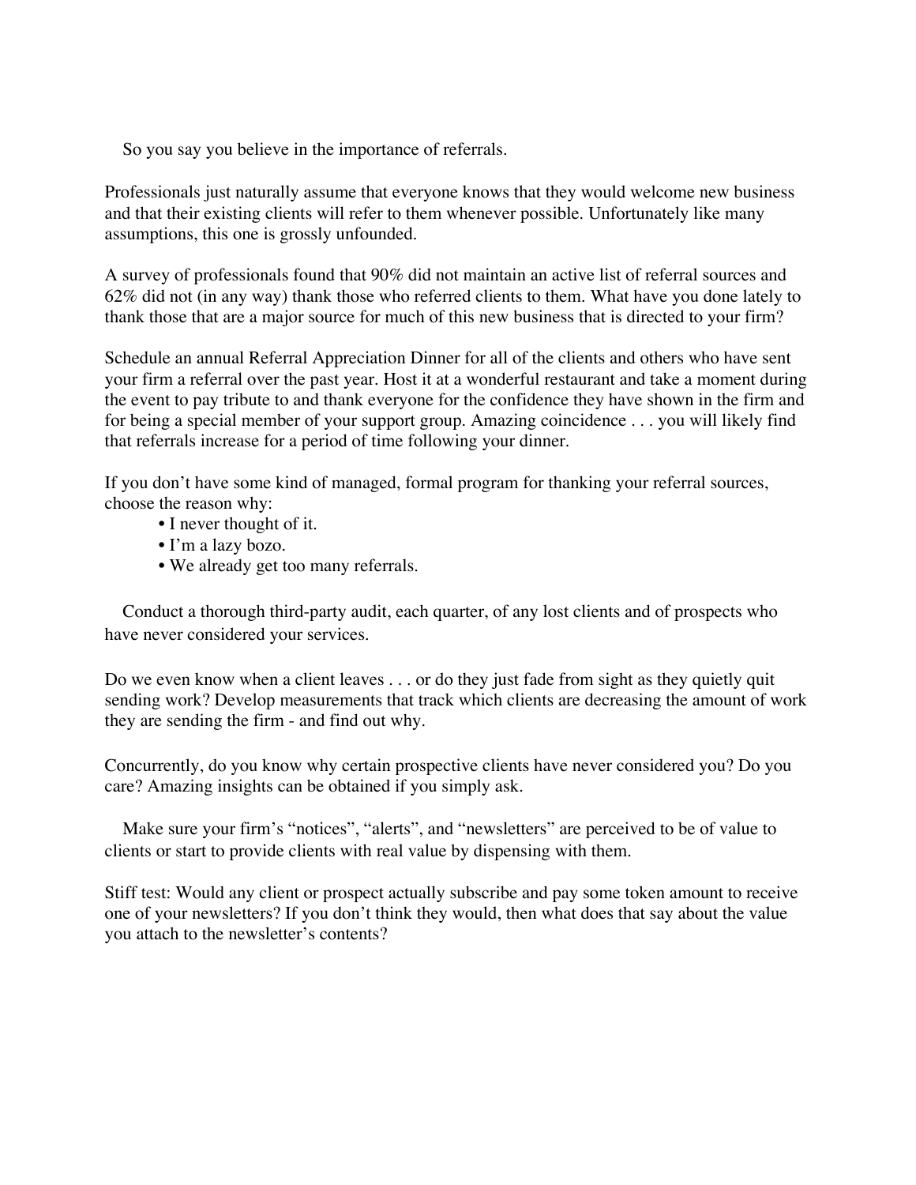So you say you believe in the importance of referrals.

Professionals just naturally assume that everyone knows that they would welcome new business and that their existing clients will refer to them whenever possible. Unfortunately like many assumptions, this one is grossly unfounded.

A survey of professionals found that 90% did not maintain an active list of referral sources and 62% did not (in any way) thank those who referred clients to them. What have you done lately to thank those that are a major source for much of this new business that is directed to your firm?

Schedule an annual Referral Appreciation Dinner for all of the clients and others who have sent your firm a referral over the past year. Host it at a wonderful restaurant and take a moment during the event to pay tribute to and thank everyone for the confidence they have shown in the firm and for being a special member of your support group. Amazing coincidence . . . you will likely find that referrals increase for a period of time following your dinner.

If you don't have some kind of managed, formal program for thanking your referral sources, choose the reason why:

- I never thought of it.
- I'm a lazy bozo.
- We already get too many referrals.

Conduct a thorough third-party audit, each quarter, of any lost clients and of prospects who have never considered your services.

Do we even know when a client leaves . . . or do they just fade from sight as they quietly quit sending work? Develop measurements that track which clients are decreasing the amount of work they are sending the firm - and find out why.

Concurrently, do you know why certain prospective clients have never considered you? Do you care? Amazing insights can be obtained if you simply ask.

Make sure your firm's "notices", "alerts", and "newsletters" are perceived to be of value to clients or start to provide clients with real value by dispensing with them.

Stiff test: Would any client or prospect actually subscribe and pay some token amount to receive one of your newsletters? If you don't think they would, then what does that say about the value you attach to the newsletter's contents?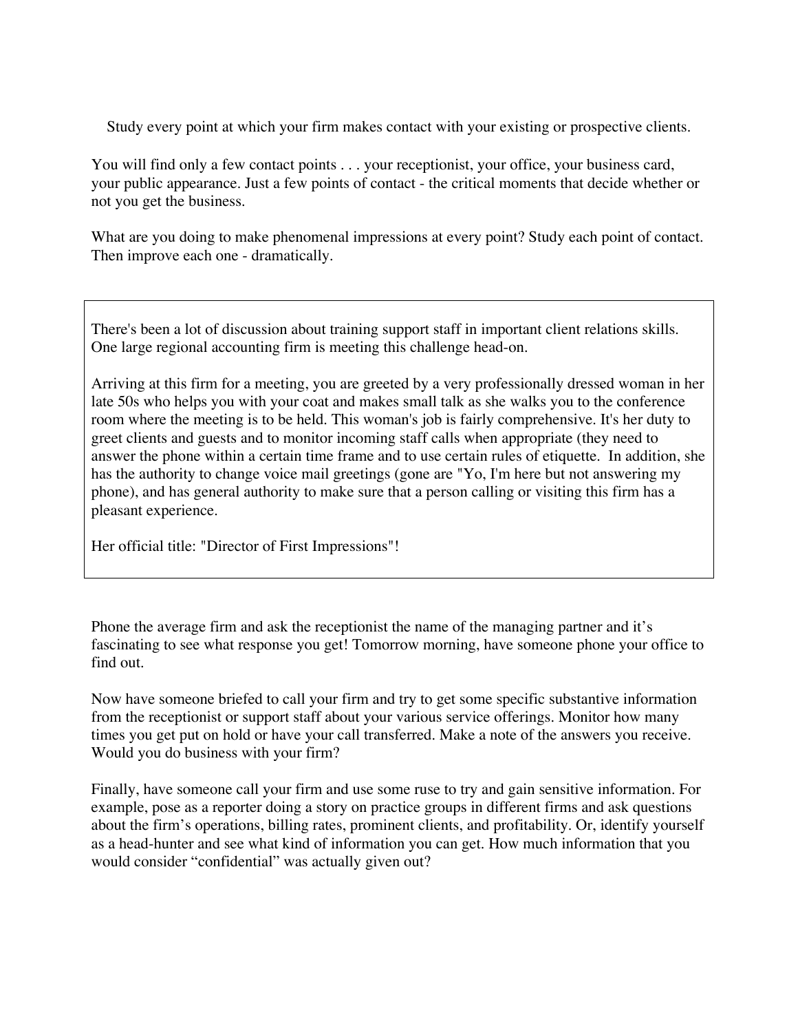Study every point at which your firm makes contact with your existing or prospective clients.

You will find only a few contact points . . . your receptionist, your office, your business card, your public appearance. Just a few points of contact - the critical moments that decide whether or not you get the business.

What are you doing to make phenomenal impressions at every point? Study each point of contact. Then improve each one - dramatically.

---

There's been a lot of discussion about training support staff in important client relations skills. One large regional accounting firm is meeting this challenge head-on.

Arriving at this firm for a meeting, you are greeted by a very professionally dressed woman in her late 50s who helps you with your coat and makes small talk as she walks you to the conference room where the meeting is to be held. This woman's job is fairly comprehensive. It's her duty to greet clients and guests and to monitor incoming staff calls when appropriate (they need to answer the phone within a certain time frame and to use certain rules of etiquette. In addition, she has the authority to change voice mail greetings (gone are "Yo, I'm here but not answering my phone), and has general authority to make sure that a person calling or visiting this firm has a pleasant experience.

Her official title: "Director of First Impressions"!

---

Phone the average firm and ask the receptionist the name of the managing partner and it's fascinating to see what response you get! Tomorrow morning, have someone phone your office to find out.

Now have someone briefed to call your firm and try to get some specific substantive information from the receptionist or support staff about your various service offerings. Monitor how many times you get put on hold or have your call transferred. Make a note of the answers you receive. Would you do business with your firm?

Finally, have someone call your firm and use some ruse to try and gain sensitive information. For example, pose as a reporter doing a story on practice groups in different firms and ask questions about the firm's operations, billing rates, prominent clients, and profitability. Or, identify yourself as a head-hunter and see what kind of information you can get. How much information that you would consider "confidential" was actually given out?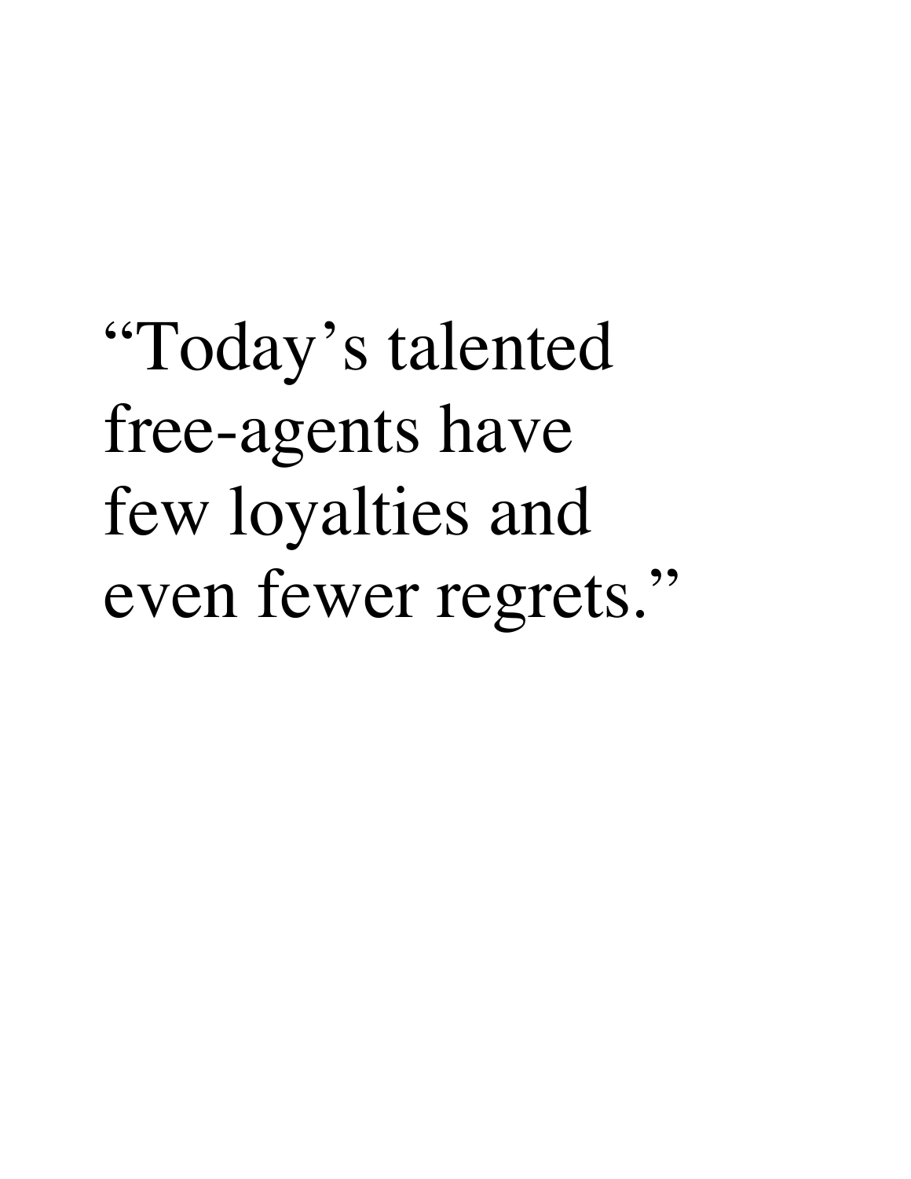"Today's talented free-agents have few loyalties and even fewer regrets."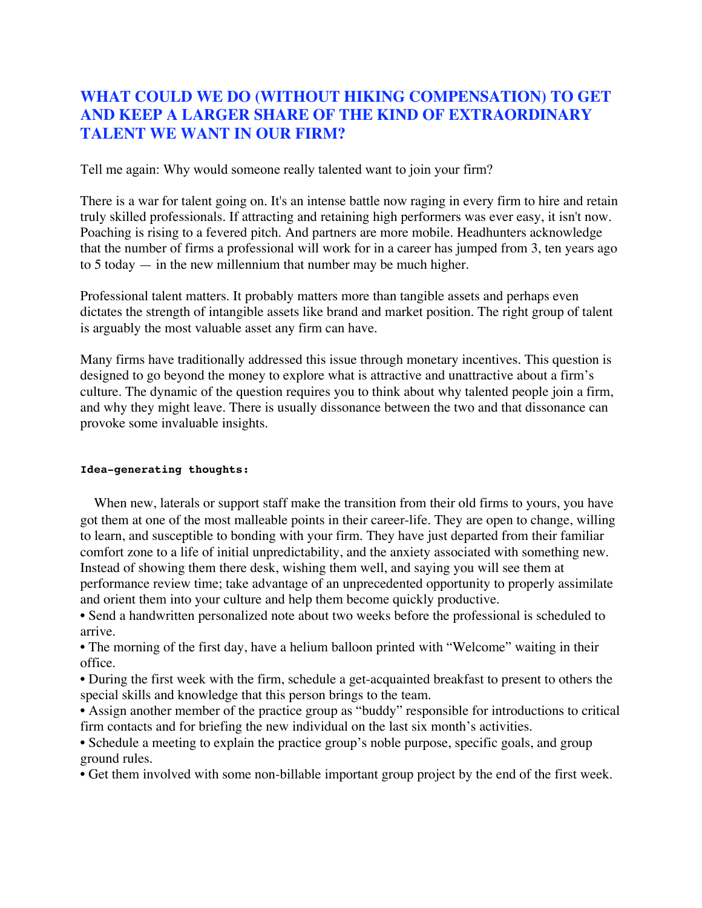## WHAT COULD WE DO (WITHOUT HIKING COMPENSATION) TO GET AND KEEP A LARGER SHARE OF THE KIND OF EXTRAORDINARY TALENT WE WANT IN OUR FIRM?

Tell me again: Why would someone really talented want to join your firm?

There is a war for talent going on. It's an intense battle now raging in every firm to hire and retain truly skilled professionals. If attracting and retaining high performers was ever easy, it isn't now. Poaching is rising to a fevered pitch. And partners are more mobile. Headhunters acknowledge that the number of firms a professional will work for in a career has jumped from 3, ten years ago to 5 today — in the new millennium that number may be much higher.

Professional talent matters. It probably matters more than tangible assets and perhaps even dictates the strength of intangible assets like brand and market position. The right group of talent is arguably the most valuable asset any firm can have.

Many firms have traditionally addressed this issue through monetary incentives. This question is designed to go beyond the money to explore what is attractive and unattractive about a firm's culture. The dynamic of the question requires you to think about why talented people join a firm, and why they might leave. There is usually dissonance between the two and that dissonance can provoke some invaluable insights.

**Idea-generating thoughts:**

When new, laterals or support staff make the transition from their old firms to yours, you have got them at one of the most malleable points in their career-life. They are open to change, willing to learn, and susceptible to bonding with your firm. They have just departed from their familiar comfort zone to a life of initial unpredictability, and the anxiety associated with something new. Instead of showing them there desk, wishing them well, and saying you will see them at performance review time; take advantage of an unprecedented opportunity to properly assimilate and orient them into your culture and help them become quickly productive.

- Send a handwritten personalized note about two weeks before the professional is scheduled to arrive.
- The morning of the first day, have a helium balloon printed with "Welcome" waiting in their office.
- During the first week with the firm, schedule a get-acquainted breakfast to present to others the special skills and knowledge that this person brings to the team.
- Assign another member of the practice group as "buddy" responsible for introductions to critical firm contacts and for briefing the new individual on the last six month's activities.
- Schedule a meeting to explain the practice group's noble purpose, specific goals, and group ground rules.
- Get them involved with some non-billable important group project by the end of the first week.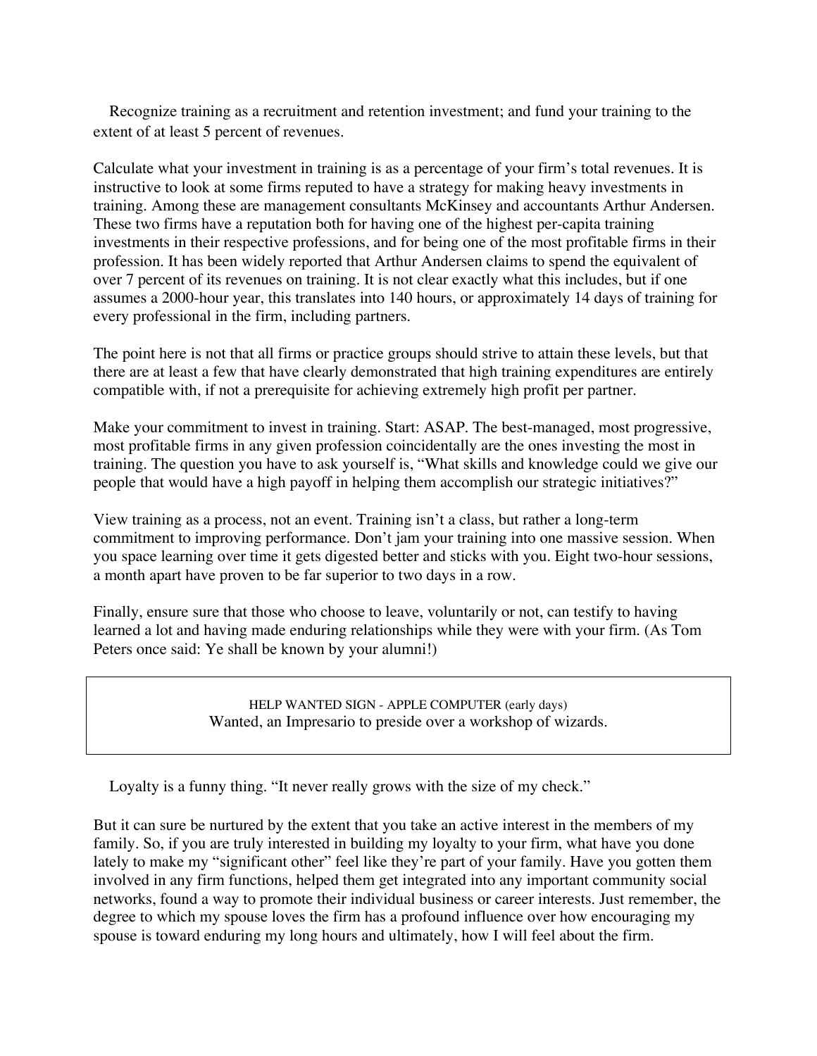Recognize training as a recruitment and retention investment; and fund your training to the extent of at least 5 percent of revenues.

Calculate what your investment in training is as a percentage of your firm's total revenues. It is instructive to look at some firms reputed to have a strategy for making heavy investments in training. Among these are management consultants McKinsey and accountants Arthur Andersen. These two firms have a reputation both for having one of the highest per-capita training investments in their respective professions, and for being one of the most profitable firms in their profession. It has been widely reported that Arthur Andersen claims to spend the equivalent of over 7 percent of its revenues on training. It is not clear exactly what this includes, but if one assumes a 2000-hour year, this translates into 140 hours, or approximately 14 days of training for every professional in the firm, including partners.

The point here is not that all firms or practice groups should strive to attain these levels, but that there are at least a few that have clearly demonstrated that high training expenditures are entirely compatible with, if not a prerequisite for achieving extremely high profit per partner.

Make your commitment to invest in training. Start: ASAP. The best-managed, most progressive, most profitable firms in any given profession coincidentally are the ones investing the most in training. The question you have to ask yourself is, "What skills and knowledge could we give our people that would have a high payoff in helping them accomplish our strategic initiatives?"

View training as a process, not an event. Training isn't a class, but rather a long-term commitment to improving performance. Don't jam your training into one massive session. When you space learning over time it gets digested better and sticks with you. Eight two-hour sessions, a month apart have proven to be far superior to two days in a row.

Finally, ensure sure that those who choose to leave, voluntarily or not, can testify to having learned a lot and having made enduring relationships while they were with your firm. (As Tom Peters once said: Ye shall be known by your alumni!)

> HELP WANTED SIGN - APPLE COMPUTER (early days)
> Wanted, an Impresario to preside over a workshop of wizards.

Loyalty is a funny thing. "It never really grows with the size of my check."

But it can sure be nurtured by the extent that you take an active interest in the members of my family. So, if you are truly interested in building my loyalty to your firm, what have you done lately to make my "significant other" feel like they're part of your family. Have you gotten them involved in any firm functions, helped them get integrated into any important community social networks, found a way to promote their individual business or career interests. Just remember, the degree to which my spouse loves the firm has a profound influence over how encouraging my spouse is toward enduring my long hours and ultimately, how I will feel about the firm.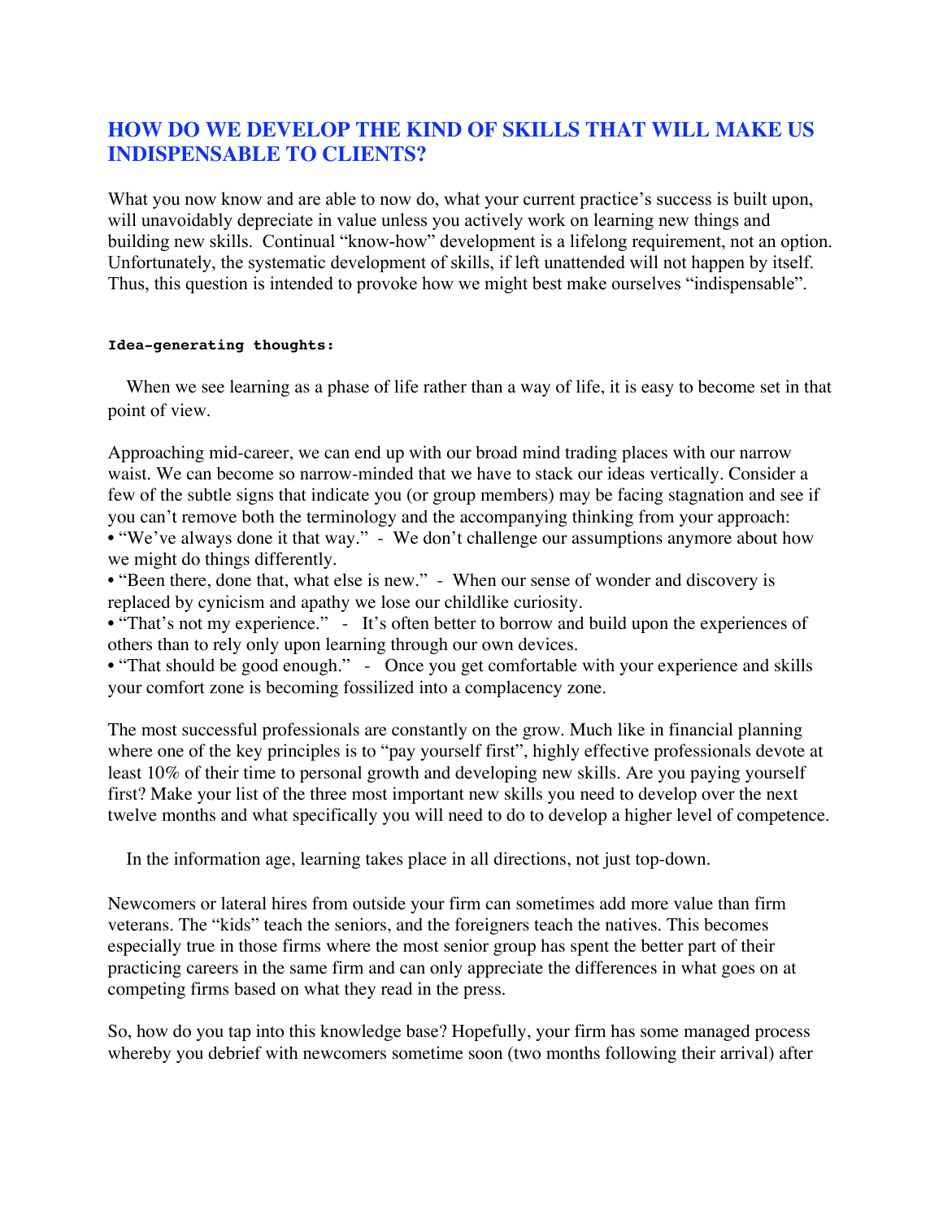## HOW DO WE DEVELOP THE KIND OF SKILLS THAT WILL MAKE US INDISPENSABLE TO CLIENTS?

What you now know and are able to now do, what your current practice's success is built upon, will unavoidably depreciate in value unless you actively work on learning new things and building new skills. Continual "know-how" development is a lifelong requirement, not an option. Unfortunately, the systematic development of skills, if left unattended will not happen by itself. Thus, this question is intended to provoke how we might best make ourselves "indispensable".

**Idea-generating thoughts:**

When we see learning as a phase of life rather than a way of life, it is easy to become set in that point of view.

Approaching mid-career, we can end up with our broad mind trading places with our narrow waist. We can become so narrow-minded that we have to stack our ideas vertically. Consider a few of the subtle signs that indicate you (or group members) may be facing stagnation and see if you can't remove both the terminology and the accompanying thinking from your approach:

- "We've always done it that way." - We don't challenge our assumptions anymore about how we might do things differently.
- "Been there, done that, what else is new." - When our sense of wonder and discovery is replaced by cynicism and apathy we lose our childlike curiosity.
- "That's not my experience." - It's often better to borrow and build upon the experiences of others than to rely only upon learning through our own devices.
- "That should be good enough." - Once you get comfortable with your experience and skills your comfort zone is becoming fossilized into a complacency zone.

The most successful professionals are constantly on the grow. Much like in financial planning where one of the key principles is to "pay yourself first", highly effective professionals devote at least 10% of their time to personal growth and developing new skills. Are you paying yourself first? Make your list of the three most important new skills you need to develop over the next twelve months and what specifically you will need to do to develop a higher level of competence.

In the information age, learning takes place in all directions, not just top-down.

Newcomers or lateral hires from outside your firm can sometimes add more value than firm veterans. The "kids" teach the seniors, and the foreigners teach the natives. This becomes especially true in those firms where the most senior group has spent the better part of their practicing careers in the same firm and can only appreciate the differences in what goes on at competing firms based on what they read in the press.

So, how do you tap into this knowledge base? Hopefully, your firm has some managed process whereby you debrief with newcomers sometime soon (two months following their arrival) after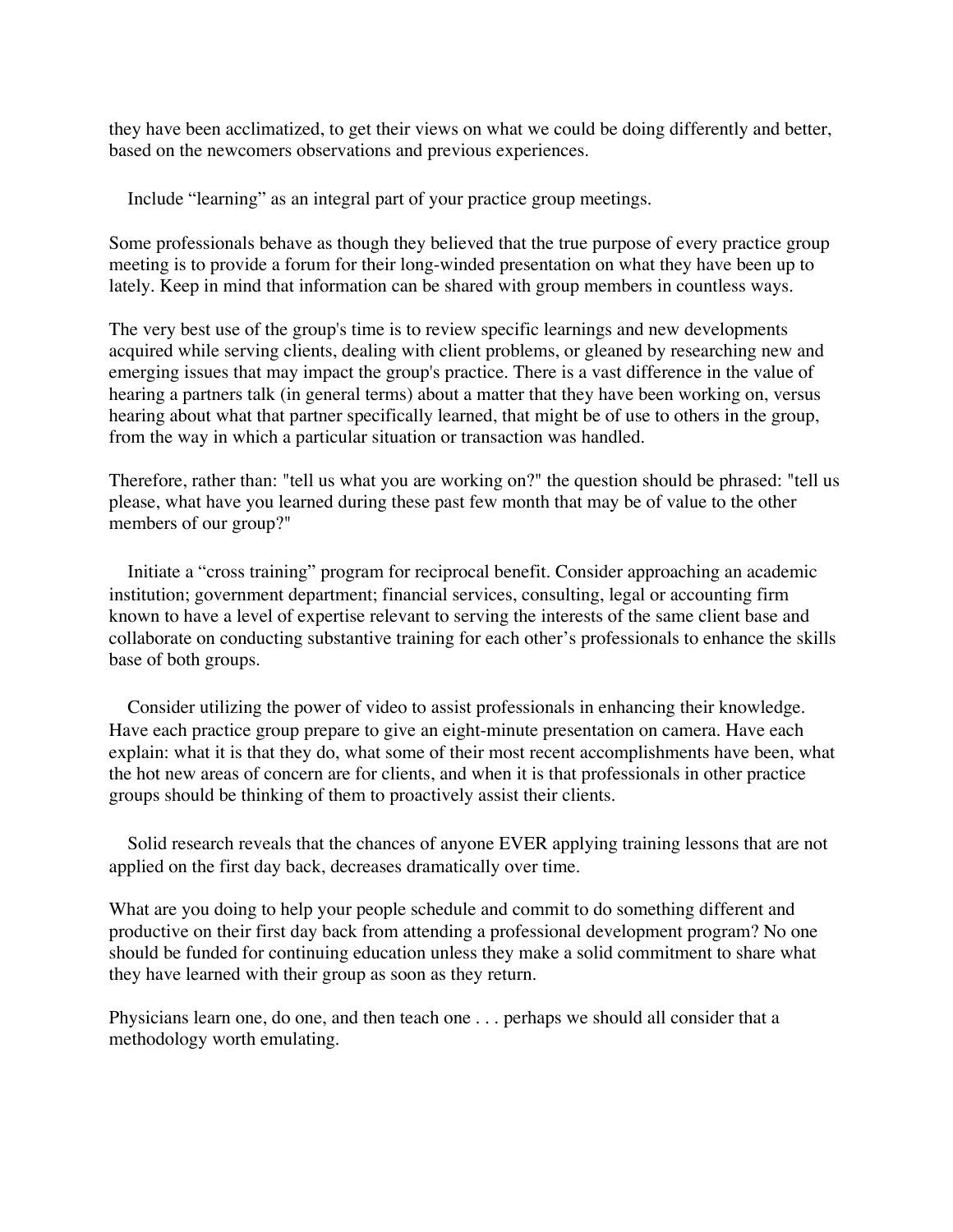they have been acclimatized, to get their views on what we could be doing differently and better, based on the newcomers observations and previous experiences.

Include "learning" as an integral part of your practice group meetings.

Some professionals behave as though they believed that the true purpose of every practice group meeting is to provide a forum for their long-winded presentation on what they have been up to lately. Keep in mind that information can be shared with group members in countless ways.

The very best use of the group's time is to review specific learnings and new developments acquired while serving clients, dealing with client problems, or gleaned by researching new and emerging issues that may impact the group's practice. There is a vast difference in the value of hearing a partners talk (in general terms) about a matter that they have been working on, versus hearing about what that partner specifically learned, that might be of use to others in the group, from the way in which a particular situation or transaction was handled.

Therefore, rather than: "tell us what you are working on?" the question should be phrased: "tell us please, what have you learned during these past few month that may be of value to the other members of our group?"

Initiate a "cross training" program for reciprocal benefit. Consider approaching an academic institution; government department; financial services, consulting, legal or accounting firm known to have a level of expertise relevant to serving the interests of the same client base and collaborate on conducting substantive training for each other's professionals to enhance the skills base of both groups.

Consider utilizing the power of video to assist professionals in enhancing their knowledge. Have each practice group prepare to give an eight-minute presentation on camera. Have each explain: what it is that they do, what some of their most recent accomplishments have been, what the hot new areas of concern are for clients, and when it is that professionals in other practice groups should be thinking of them to proactively assist their clients.

Solid research reveals that the chances of anyone EVER applying training lessons that are not applied on the first day back, decreases dramatically over time.

What are you doing to help your people schedule and commit to do something different and productive on their first day back from attending a professional development program? No one should be funded for continuing education unless they make a solid commitment to share what they have learned with their group as soon as they return.

Physicians learn one, do one, and then teach one . . . perhaps we should all consider that a methodology worth emulating.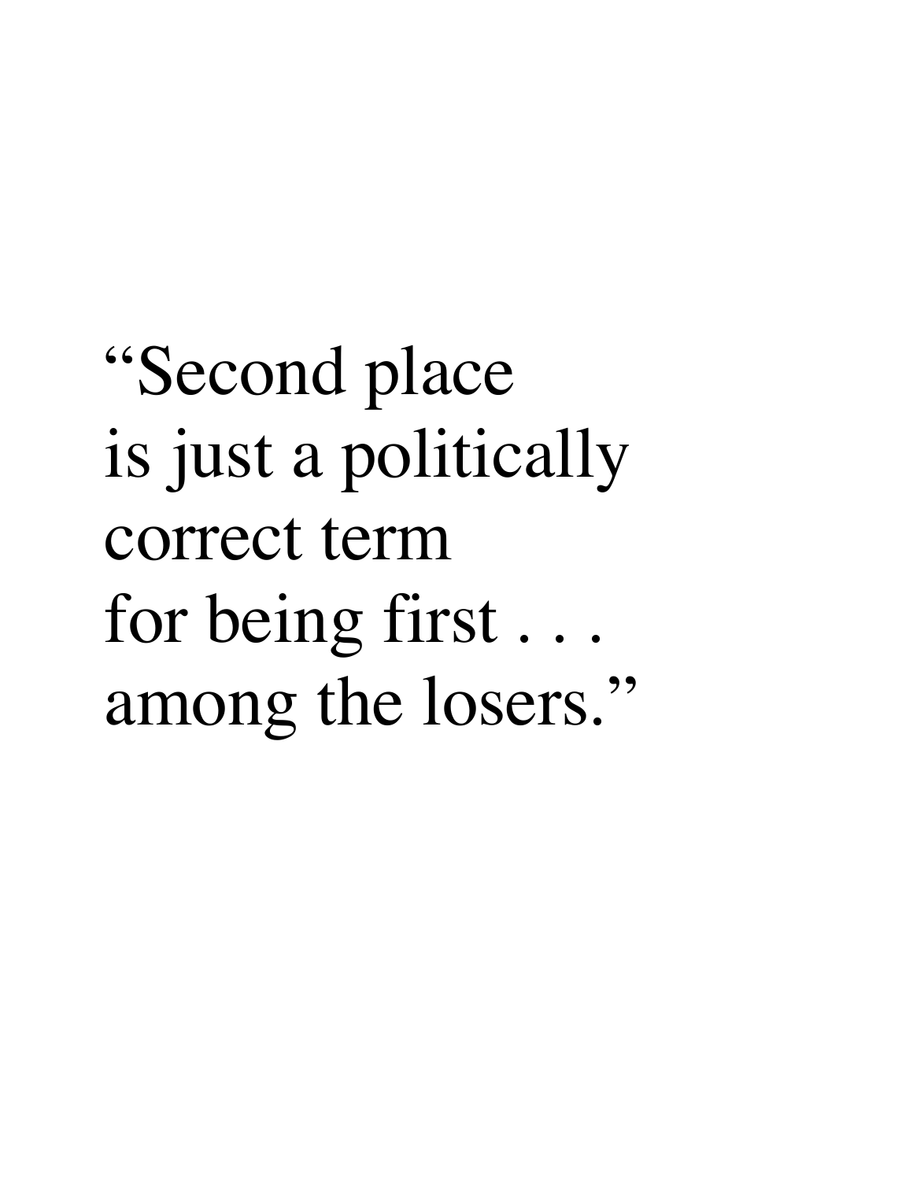“Second place
is just a politically
correct term
for being first . . .
among the losers.”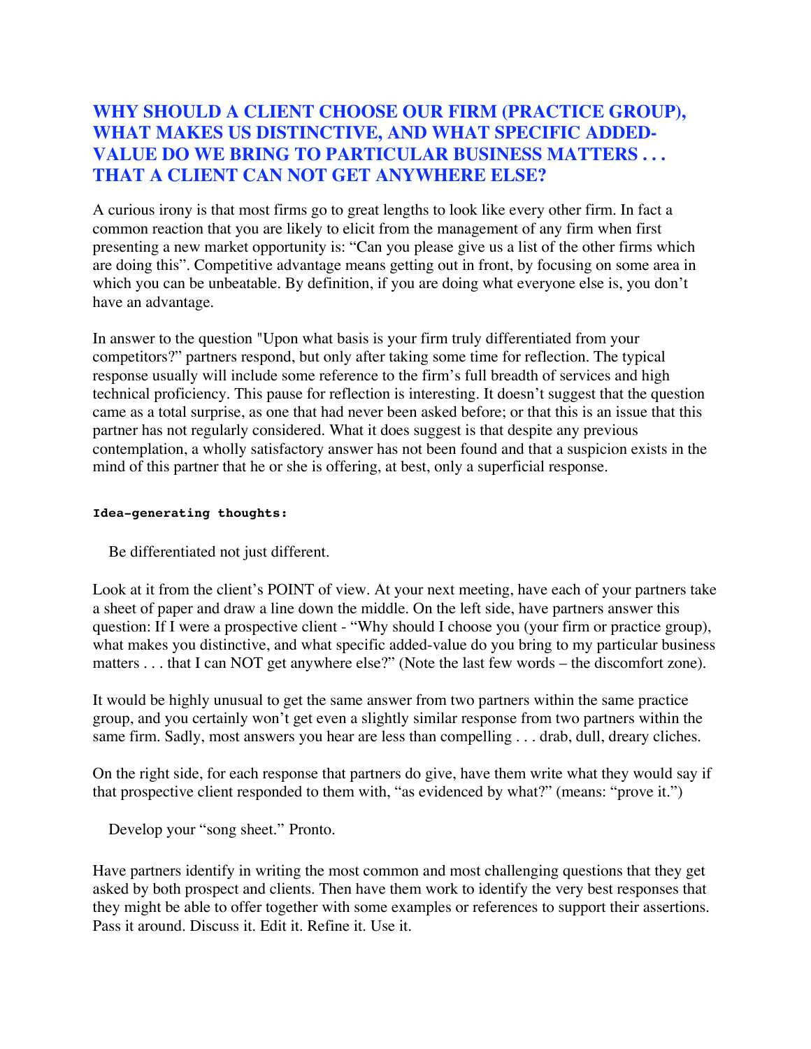## WHY SHOULD A CLIENT CHOOSE OUR FIRM (PRACTICE GROUP), WHAT MAKES US DISTINCTIVE, AND WHAT SPECIFIC ADDED-VALUE DO WE BRING TO PARTICULAR BUSINESS MATTERS . . . THAT A CLIENT CAN NOT GET ANYWHERE ELSE?

A curious irony is that most firms go to great lengths to look like every other firm. In fact a common reaction that you are likely to elicit from the management of any firm when first presenting a new market opportunity is: "Can you please give us a list of the other firms which are doing this". Competitive advantage means getting out in front, by focusing on some area in which you can be unbeatable. By definition, if you are doing what everyone else is, you don't have an advantage.

In answer to the question "Upon what basis is your firm truly differentiated from your competitors?" partners respond, but only after taking some time for reflection. The typical response usually will include some reference to the firm's full breadth of services and high technical proficiency. This pause for reflection is interesting. It doesn't suggest that the question came as a total surprise, as one that had never been asked before; or that this is an issue that this partner has not regularly considered. What it does suggest is that despite any previous contemplation, a wholly satisfactory answer has not been found and that a suspicion exists in the mind of this partner that he or she is offering, at best, only a superficial response.

**Idea-generating thoughts:**

Be differentiated not just different.

Look at it from the client's POINT of view. At your next meeting, have each of your partners take a sheet of paper and draw a line down the middle. On the left side, have partners answer this question: If I were a prospective client - "Why should I choose you (your firm or practice group), what makes you distinctive, and what specific added-value do you bring to my particular business matters . . . that I can NOT get anywhere else?" (Note the last few words – the discomfort zone).

It would be highly unusual to get the same answer from two partners within the same practice group, and you certainly won't get even a slightly similar response from two partners within the same firm. Sadly, most answers you hear are less than compelling . . . drab, dull, dreary cliches.

On the right side, for each response that partners do give, have them write what they would say if that prospective client responded to them with, "as evidenced by what?" (means: "prove it.")

Develop your "song sheet." Pronto.

Have partners identify in writing the most common and most challenging questions that they get asked by both prospect and clients. Then have them work to identify the very best responses that they might be able to offer together with some examples or references to support their assertions. Pass it around. Discuss it. Edit it. Refine it. Use it.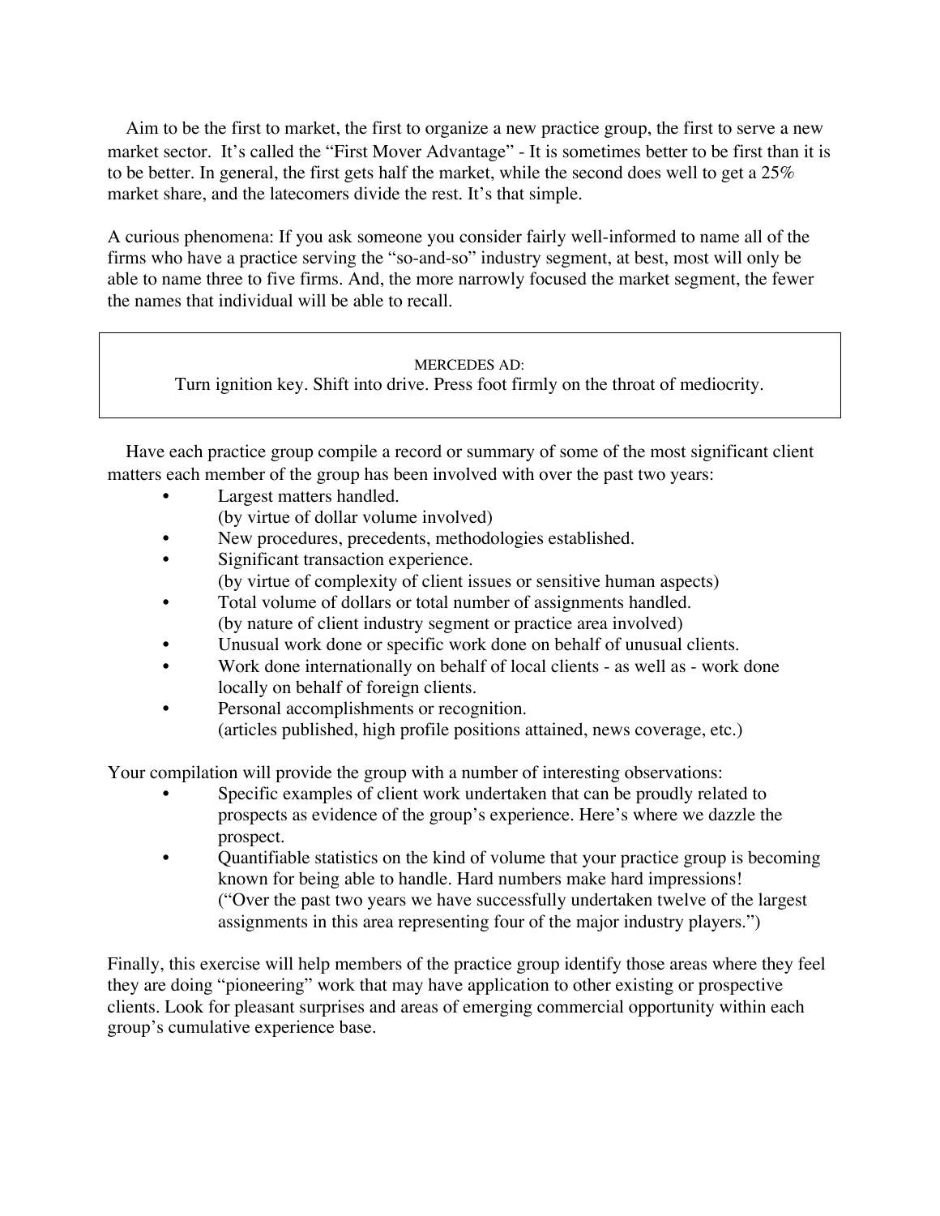Aim to be the first to market, the first to organize a new practice group, the first to serve a new market sector. It's called the "First Mover Advantage" - It is sometimes better to be first than it is to be better. In general, the first gets half the market, while the second does well to get a 25% market share, and the latecomers divide the rest. It's that simple.

A curious phenomena: If you ask someone you consider fairly well-informed to name all of the firms who have a practice serving the "so-and-so" industry segment, at best, most will only be able to name three to five firms. And, the more narrowly focused the market segment, the fewer the names that individual will be able to recall.

> MERCEDES AD:
>
> Turn ignition key. Shift into drive. Press foot firmly on the throat of mediocrity.

Have each practice group compile a record or summary of some of the most significant client matters each member of the group has been involved with over the past two years:

- Largest matters handled.
  (by virtue of dollar volume involved)
- New procedures, precedents, methodologies established.
- Significant transaction experience.
  (by virtue of complexity of client issues or sensitive human aspects)
- Total volume of dollars or total number of assignments handled.
  (by nature of client industry segment or practice area involved)
- Unusual work done or specific work done on behalf of unusual clients.
- Work done internationally on behalf of local clients - as well as - work done locally on behalf of foreign clients.
- Personal accomplishments or recognition.
  (articles published, high profile positions attained, news coverage, etc.)

Your compilation will provide the group with a number of interesting observations:

- Specific examples of client work undertaken that can be proudly related to prospects as evidence of the group's experience. Here's where we dazzle the prospect.
- Quantifiable statistics on the kind of volume that your practice group is becoming known for being able to handle. Hard numbers make hard impressions! ("Over the past two years we have successfully undertaken twelve of the largest assignments in this area representing four of the major industry players.")

Finally, this exercise will help members of the practice group identify those areas where they feel they are doing "pioneering" work that may have application to other existing or prospective clients. Look for pleasant surprises and areas of emerging commercial opportunity within each group's cumulative experience base.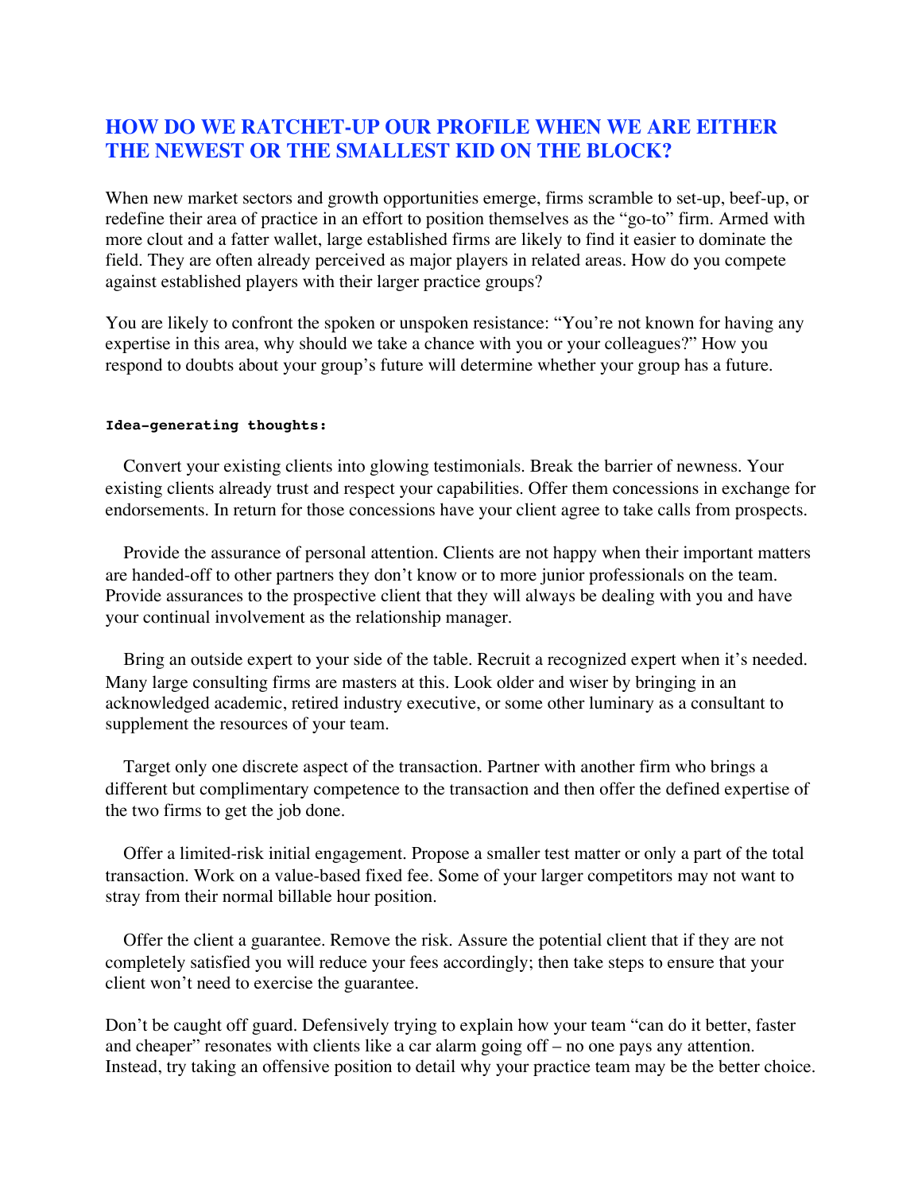## HOW DO WE RATCHET-UP OUR PROFILE WHEN WE ARE EITHER THE NEWEST OR THE SMALLEST KID ON THE BLOCK?

When new market sectors and growth opportunities emerge, firms scramble to set-up, beef-up, or redefine their area of practice in an effort to position themselves as the "go-to" firm. Armed with more clout and a fatter wallet, large established firms are likely to find it easier to dominate the field. They are often already perceived as major players in related areas. How do you compete against established players with their larger practice groups?

You are likely to confront the spoken or unspoken resistance: "You're not known for having any expertise in this area, why should we take a chance with you or your colleagues?" How you respond to doubts about your group's future will determine whether your group has a future.

**Idea-generating thoughts:**

Convert your existing clients into glowing testimonials. Break the barrier of newness. Your existing clients already trust and respect your capabilities. Offer them concessions in exchange for endorsements. In return for those concessions have your client agree to take calls from prospects.

Provide the assurance of personal attention. Clients are not happy when their important matters are handed-off to other partners they don't know or to more junior professionals on the team. Provide assurances to the prospective client that they will always be dealing with you and have your continual involvement as the relationship manager.

Bring an outside expert to your side of the table. Recruit a recognized expert when it's needed. Many large consulting firms are masters at this. Look older and wiser by bringing in an acknowledged academic, retired industry executive, or some other luminary as a consultant to supplement the resources of your team.

Target only one discrete aspect of the transaction. Partner with another firm who brings a different but complimentary competence to the transaction and then offer the defined expertise of the two firms to get the job done.

Offer a limited-risk initial engagement. Propose a smaller test matter or only a part of the total transaction. Work on a value-based fixed fee. Some of your larger competitors may not want to stray from their normal billable hour position.

Offer the client a guarantee. Remove the risk. Assure the potential client that if they are not completely satisfied you will reduce your fees accordingly; then take steps to ensure that your client won't need to exercise the guarantee.

Don't be caught off guard. Defensively trying to explain how your team "can do it better, faster and cheaper" resonates with clients like a car alarm going off – no one pays any attention. Instead, try taking an offensive position to detail why your practice team may be the better choice.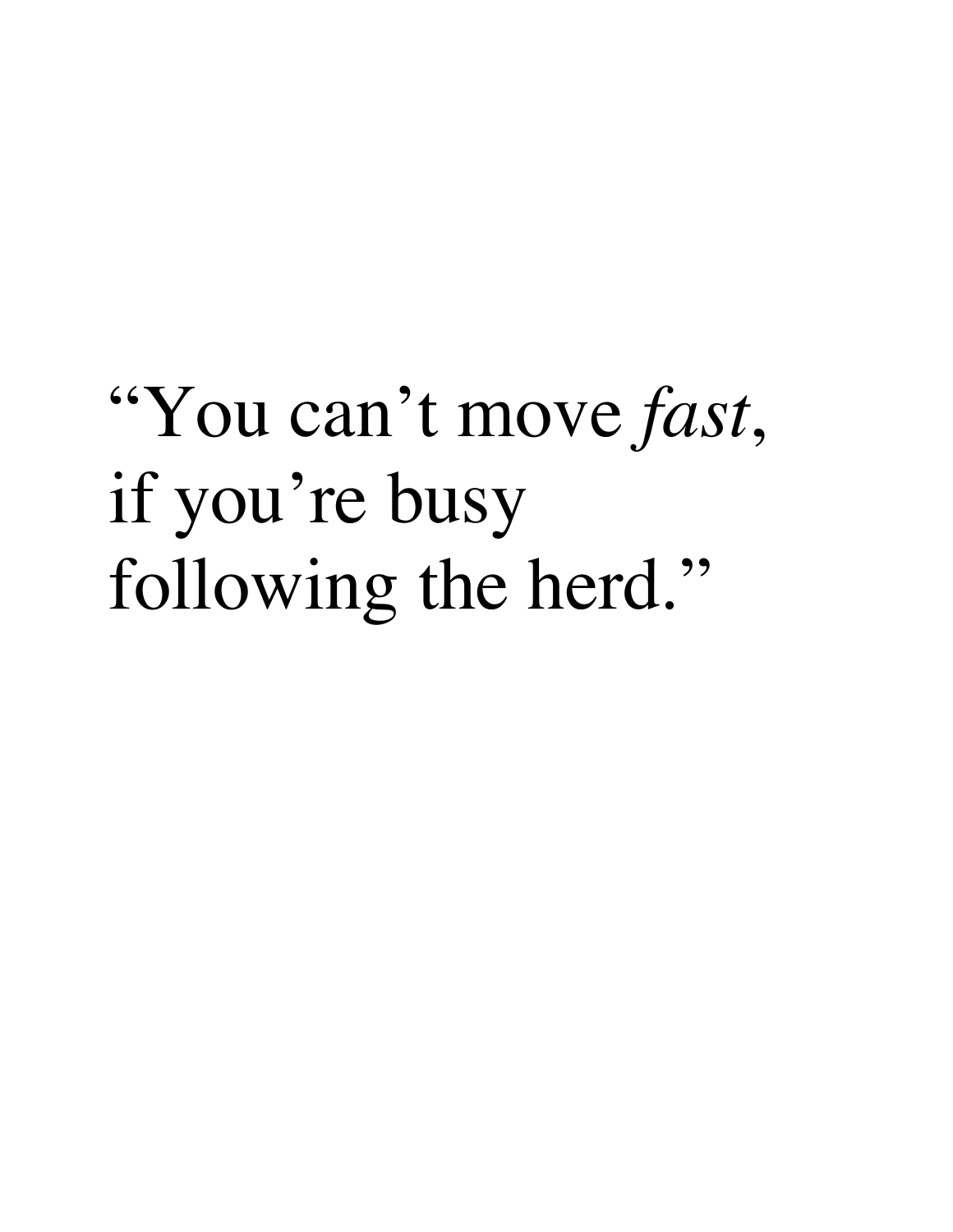"You can't move *fast*,
if you're busy
following the herd."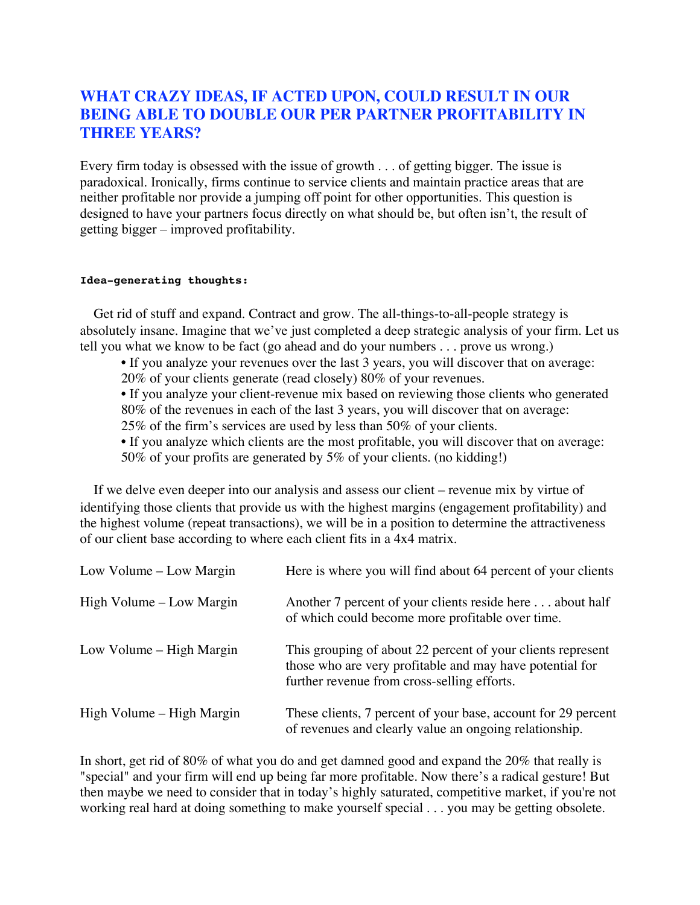## WHAT CRAZY IDEAS, IF ACTED UPON, COULD RESULT IN OUR BEING ABLE TO DOUBLE OUR PER PARTNER PROFITABILITY IN THREE YEARS?

Every firm today is obsessed with the issue of growth . . . of getting bigger. The issue is paradoxical. Ironically, firms continue to service clients and maintain practice areas that are neither profitable nor provide a jumping off point for other opportunities. This question is designed to have your partners focus directly on what should be, but often isn't, the result of getting bigger – improved profitability.

**Idea-generating thoughts:**

Get rid of stuff and expand. Contract and grow. The all-things-to-all-people strategy is absolutely insane. Imagine that we've just completed a deep strategic analysis of your firm. Let us tell you what we know to be fact (go ahead and do your numbers . . . prove us wrong.)

- If you analyze your revenues over the last 3 years, you will discover that on average: 20% of your clients generate (read closely) 80% of your revenues.
- If you analyze your client-revenue mix based on reviewing those clients who generated 80% of the revenues in each of the last 3 years, you will discover that on average: 25% of the firm's services are used by less than 50% of your clients.
- If you analyze which clients are the most profitable, you will discover that on average: 50% of your profits are generated by 5% of your clients. (no kidding!)

If we delve even deeper into our analysis and assess our client – revenue mix by virtue of identifying those clients that provide us with the highest margins (engagement profitability) and the highest volume (repeat transactions), we will be in a position to determine the attractiveness of our client base according to where each client fits in a 4x4 matrix.

| | |
|---|---|
| Low Volume – Low Margin | Here is where you will find about 64 percent of your clients |
| High Volume – Low Margin | Another 7 percent of your clients reside here . . . about half of which could become more profitable over time. |
| Low Volume – High Margin | This grouping of about 22 percent of your clients represent those who are very profitable and may have potential for further revenue from cross-selling efforts. |
| High Volume – High Margin | These clients, 7 percent of your base, account for 29 percent of revenues and clearly value an ongoing relationship. |

In short, get rid of 80% of what you do and get damned good and expand the 20% that really is "special" and your firm will end up being far more profitable. Now there's a radical gesture! But then maybe we need to consider that in today's highly saturated, competitive market, if you're not working real hard at doing something to make yourself special . . . you may be getting obsolete.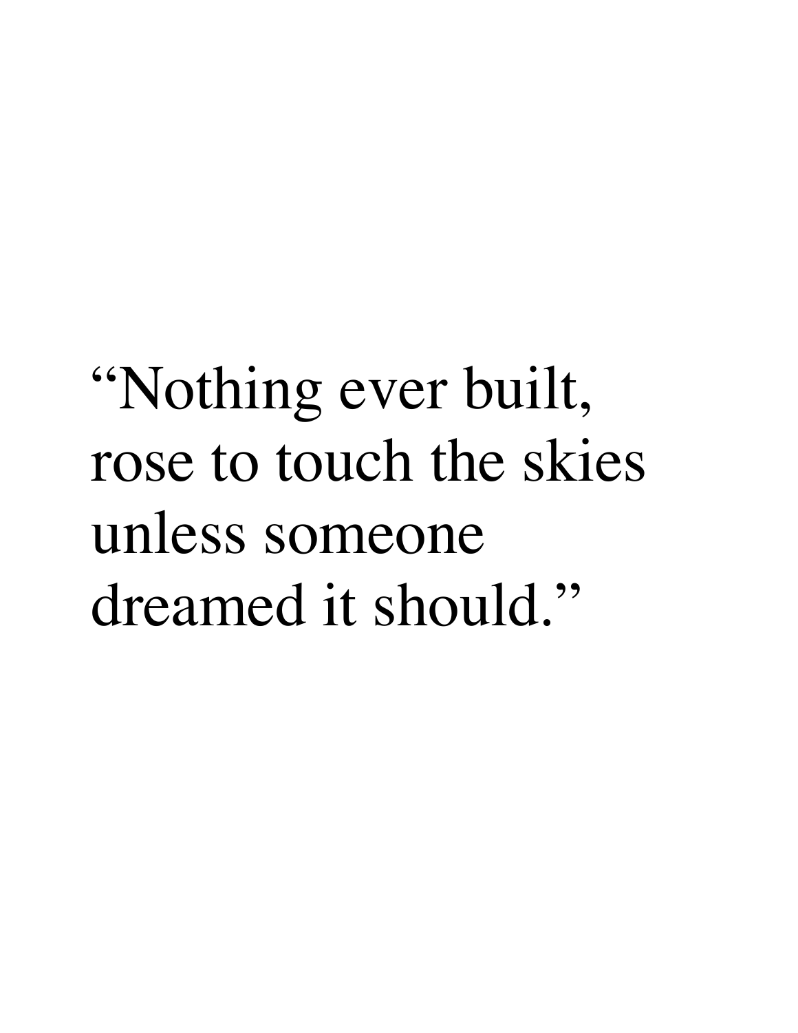"Nothing ever built,
rose to touch the skies
unless someone
dreamed it should."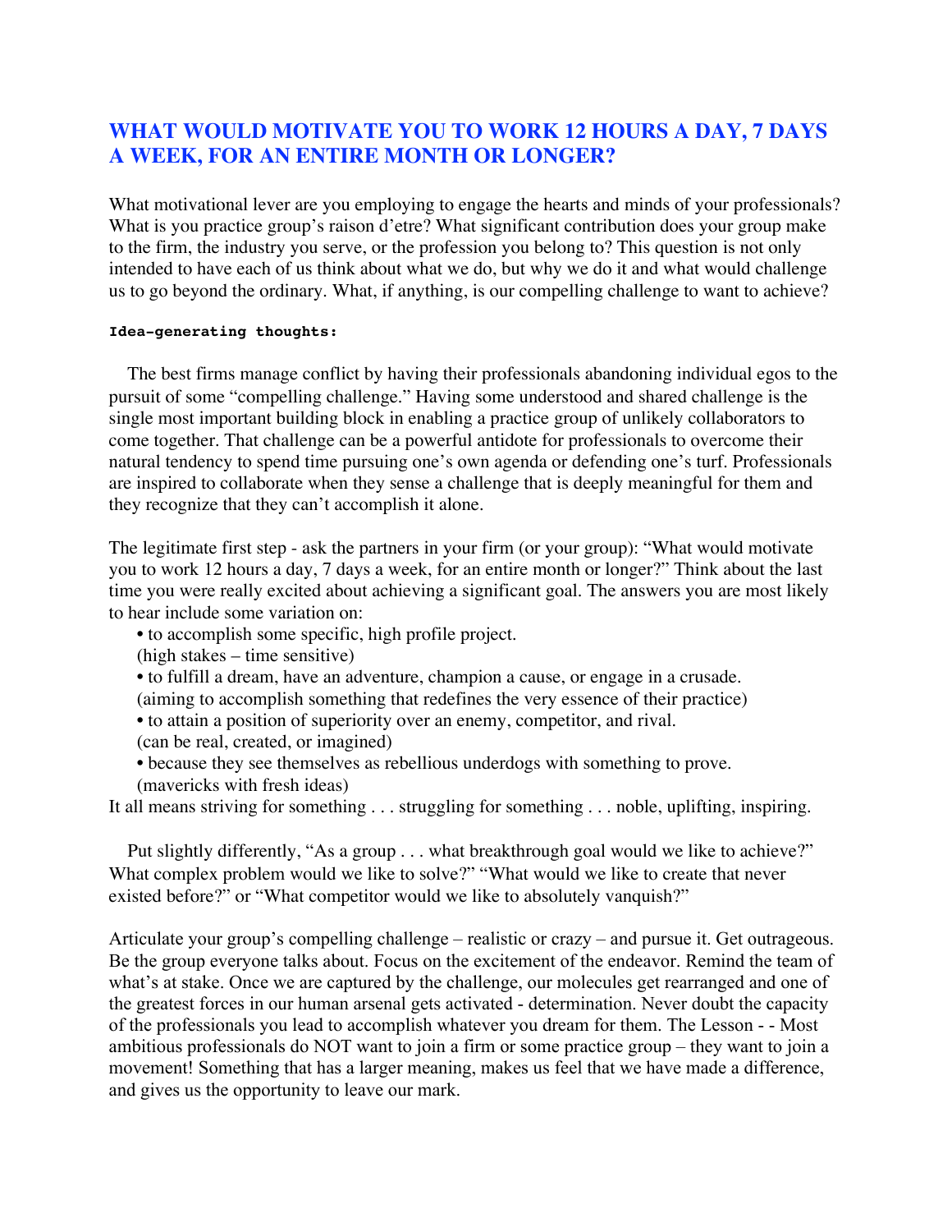## WHAT WOULD MOTIVATE YOU TO WORK 12 HOURS A DAY, 7 DAYS A WEEK, FOR AN ENTIRE MONTH OR LONGER?

What motivational lever are you employing to engage the hearts and minds of your professionals? What is you practice group's raison d'etre? What significant contribution does your group make to the firm, the industry you serve, or the profession you belong to? This question is not only intended to have each of us think about what we do, but why we do it and what would challenge us to go beyond the ordinary. What, if anything, is our compelling challenge to want to achieve?

**Idea-generating thoughts:**

The best firms manage conflict by having their professionals abandoning individual egos to the pursuit of some "compelling challenge." Having some understood and shared challenge is the single most important building block in enabling a practice group of unlikely collaborators to come together. That challenge can be a powerful antidote for professionals to overcome their natural tendency to spend time pursuing one's own agenda or defending one's turf. Professionals are inspired to collaborate when they sense a challenge that is deeply meaningful for them and they recognize that they can't accomplish it alone.

The legitimate first step - ask the partners in your firm (or your group): "What would motivate you to work 12 hours a day, 7 days a week, for an entire month or longer?" Think about the last time you were really excited about achieving a significant goal. The answers you are most likely to hear include some variation on:

- to accomplish some specific, high profile project.
  (high stakes – time sensitive)
- to fulfill a dream, have an adventure, champion a cause, or engage in a crusade.
  (aiming to accomplish something that redefines the very essence of their practice)
- to attain a position of superiority over an enemy, competitor, and rival.
  (can be real, created, or imagined)
- because they see themselves as rebellious underdogs with something to prove.
  (mavericks with fresh ideas)

It all means striving for something . . . struggling for something . . . noble, uplifting, inspiring.

Put slightly differently, "As a group . . . what breakthrough goal would we like to achieve?" What complex problem would we like to solve?" "What would we like to create that never existed before?" or "What competitor would we like to absolutely vanquish?"

Articulate your group's compelling challenge – realistic or crazy – and pursue it. Get outrageous. Be the group everyone talks about. Focus on the excitement of the endeavor. Remind the team of what's at stake. Once we are captured by the challenge, our molecules get rearranged and one of the greatest forces in our human arsenal gets activated - determination. Never doubt the capacity of the professionals you lead to accomplish whatever you dream for them. The Lesson - - Most ambitious professionals do NOT want to join a firm or some practice group – they want to join a movement! Something that has a larger meaning, makes us feel that we have made a difference, and gives us the opportunity to leave our mark.